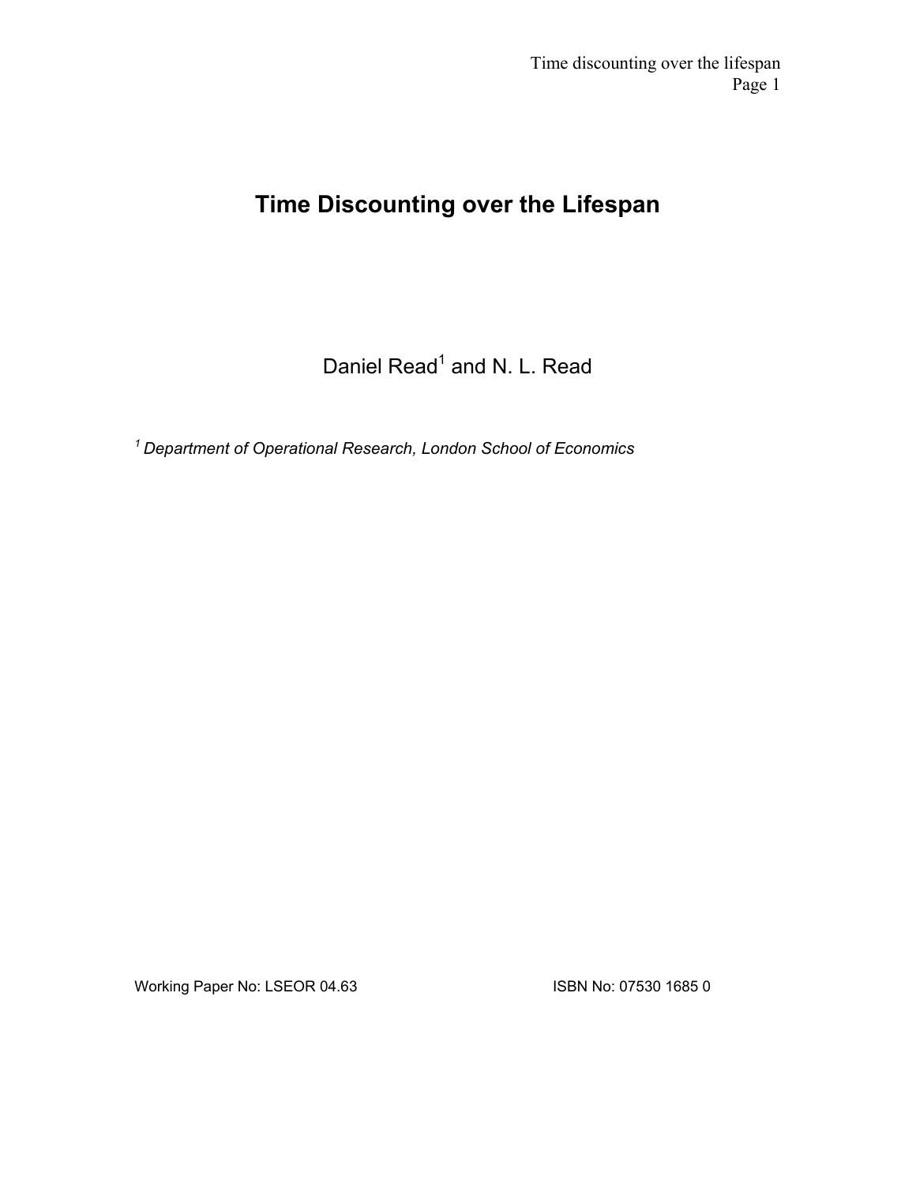# Time Discounting over the Lifespan

Daniel Read[1] and N. L. Read

[1] *Department of Operational Research, London School of Economics*

Working Paper No: LSEOR 04.63

ISBN No: 07530 1685 0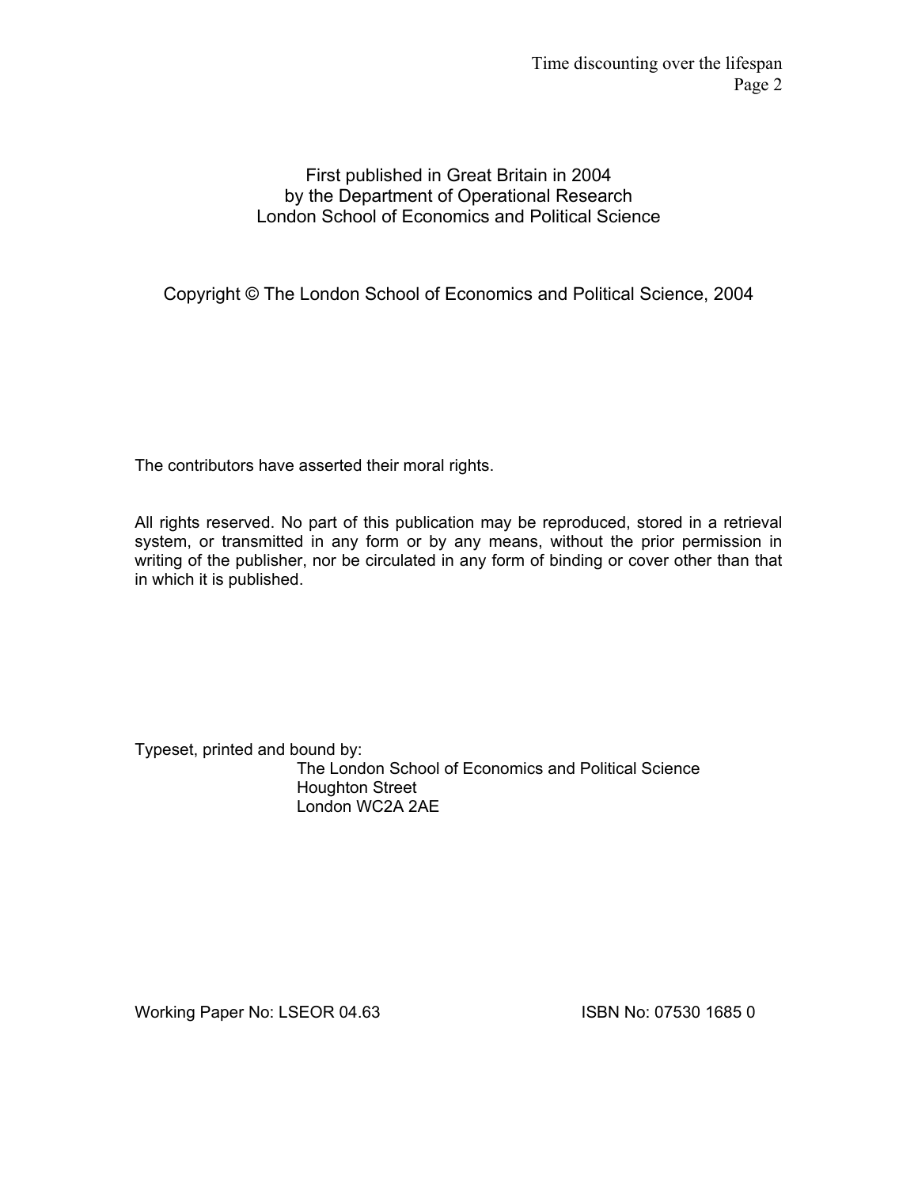First published in Great Britain in 2004
by the Department of Operational Research
London School of Economics and Political Science

Copyright © The London School of Economics and Political Science, 2004

The contributors have asserted their moral rights.

All rights reserved. No part of this publication may be reproduced, stored in a retrieval system, or transmitted in any form or by any means, without the prior permission in writing of the publisher, nor be circulated in any form of binding or cover other than that in which it is published.

Typeset, printed and bound by:
The London School of Economics and Political Science
Houghton Street
London WC2A 2AE

Working Paper No: LSEOR 04.63 ISBN No: 07530 1685 0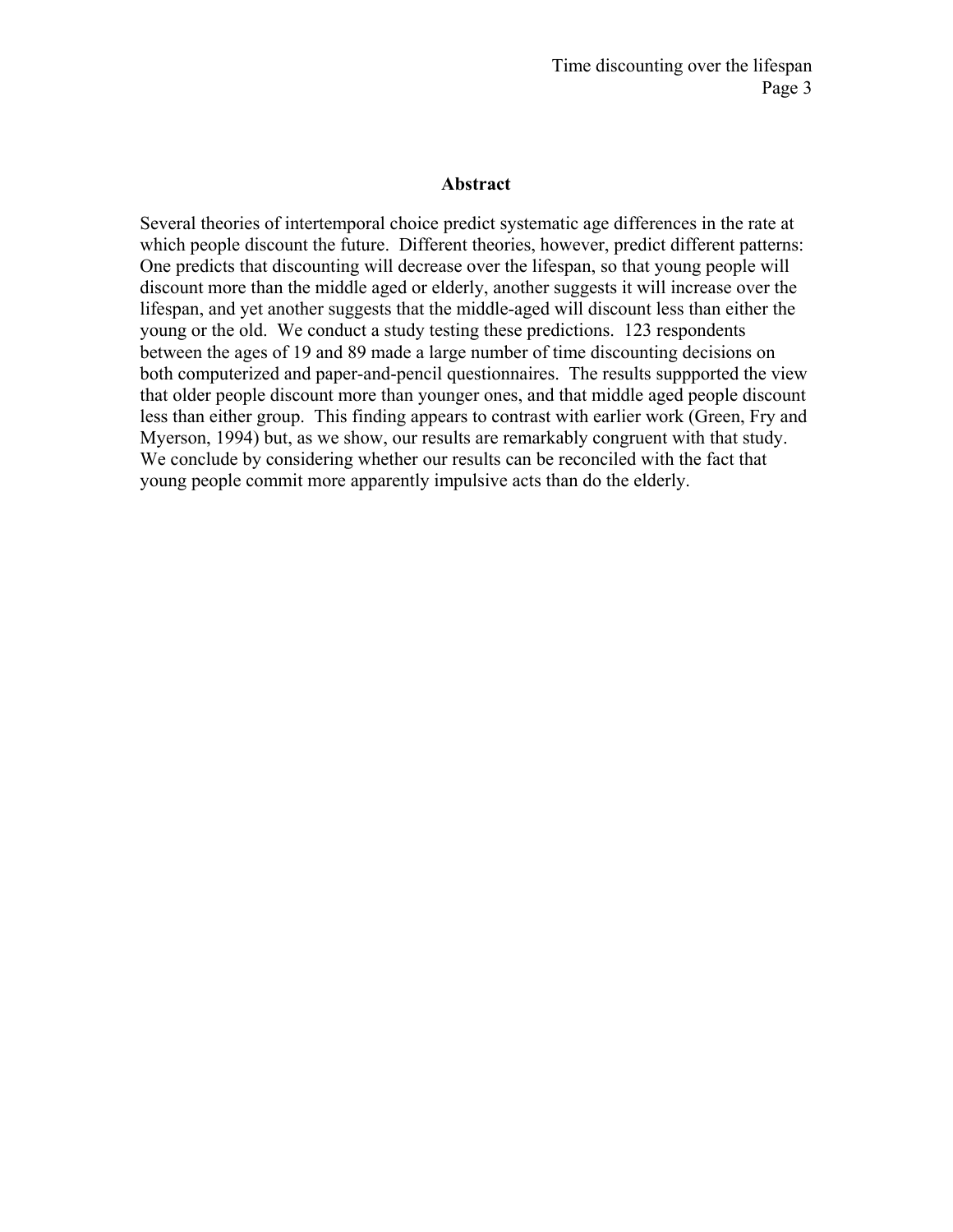## Abstract

Several theories of intertemporal choice predict systematic age differences in the rate at which people discount the future. Different theories, however, predict different patterns: One predicts that discounting will decrease over the lifespan, so that young people will discount more than the middle aged or elderly, another suggests it will increase over the lifespan, and yet another suggests that the middle-aged will discount less than either the young or the old. We conduct a study testing these predictions. 123 respondents between the ages of 19 and 89 made a large number of time discounting decisions on both computerized and paper-and-pencil questionnaires. The results suppported the view that older people discount more than younger ones, and that middle aged people discount less than either group. This finding appears to contrast with earlier work (Green, Fry and Myerson, 1994) but, as we show, our results are remarkably congruent with that study. We conclude by considering whether our results can be reconciled with the fact that young people commit more apparently impulsive acts than do the elderly.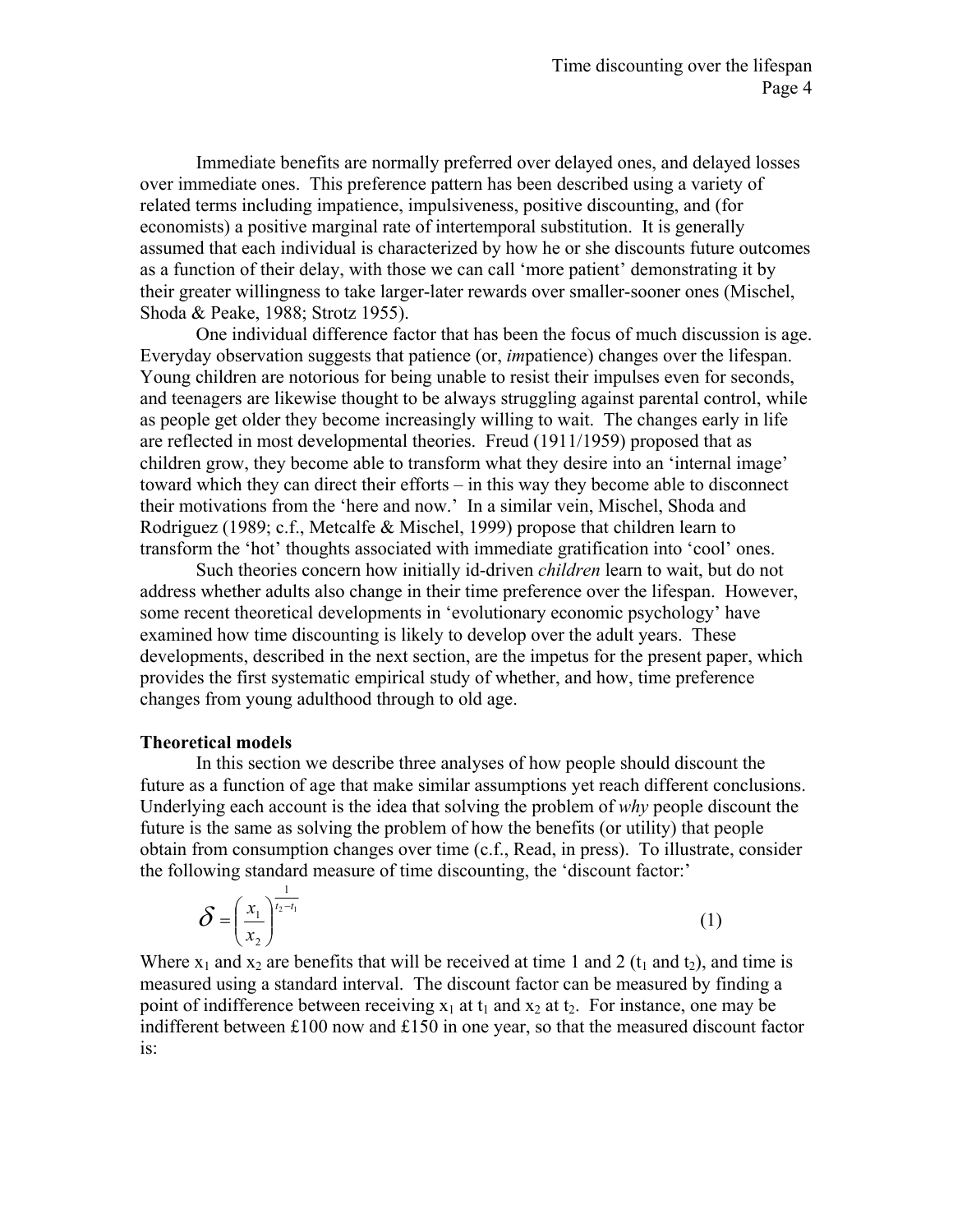Immediate benefits are normally preferred over delayed ones, and delayed losses over immediate ones. This preference pattern has been described using a variety of related terms including impatience, impulsiveness, positive discounting, and (for economists) a positive marginal rate of intertemporal substitution. It is generally assumed that each individual is characterized by how he or she discounts future outcomes as a function of their delay, with those we can call 'more patient' demonstrating it by their greater willingness to take larger-later rewards over smaller-sooner ones (Mischel, Shoda & Peake, 1988; Strotz 1955).

One individual difference factor that has been the focus of much discussion is age. Everyday observation suggests that patience (or, *im*patience) changes over the lifespan. Young children are notorious for being unable to resist their impulses even for seconds, and teenagers are likewise thought to be always struggling against parental control, while as people get older they become increasingly willing to wait. The changes early in life are reflected in most developmental theories. Freud (1911/1959) proposed that as children grow, they become able to transform what they desire into an 'internal image' toward which they can direct their efforts – in this way they become able to disconnect their motivations from the 'here and now.' In a similar vein, Mischel, Shoda and Rodriguez (1989; c.f., Metcalfe & Mischel, 1999) propose that children learn to transform the 'hot' thoughts associated with immediate gratification into 'cool' ones.

Such theories concern how initially id-driven *children* learn to wait, but do not address whether adults also change in their time preference over the lifespan. However, some recent theoretical developments in 'evolutionary economic psychology' have examined how time discounting is likely to develop over the adult years. These developments, described in the next section, are the impetus for the present paper, which provides the first systematic empirical study of whether, and how, time preference changes from young adulthood through to old age.

**Theoretical models**

In this section we describe three analyses of how people should discount the future as a function of age that make similar assumptions yet reach different conclusions. Underlying each account is the idea that solving the problem of *why* people discount the future is the same as solving the problem of how the benefits (or utility) that people obtain from consumption changes over time (c.f., Read, in press). To illustrate, consider the following standard measure of time discounting, the 'discount factor:'

$$\delta = \left(\frac{x_1}{x_2}\right)^{\frac{1}{t_2 - t_1}} \tag{1}$$

Where $x_1$ and $x_2$ are benefits that will be received at time 1 and 2 ($t_1$ and $t_2$), and time is measured using a standard interval. The discount factor can be measured by finding a point of indifference between receiving $x_1$ at $t_1$ and $x_2$ at $t_2$. For instance, one may be indifferent between £100 now and £150 in one year, so that the measured discount factor is: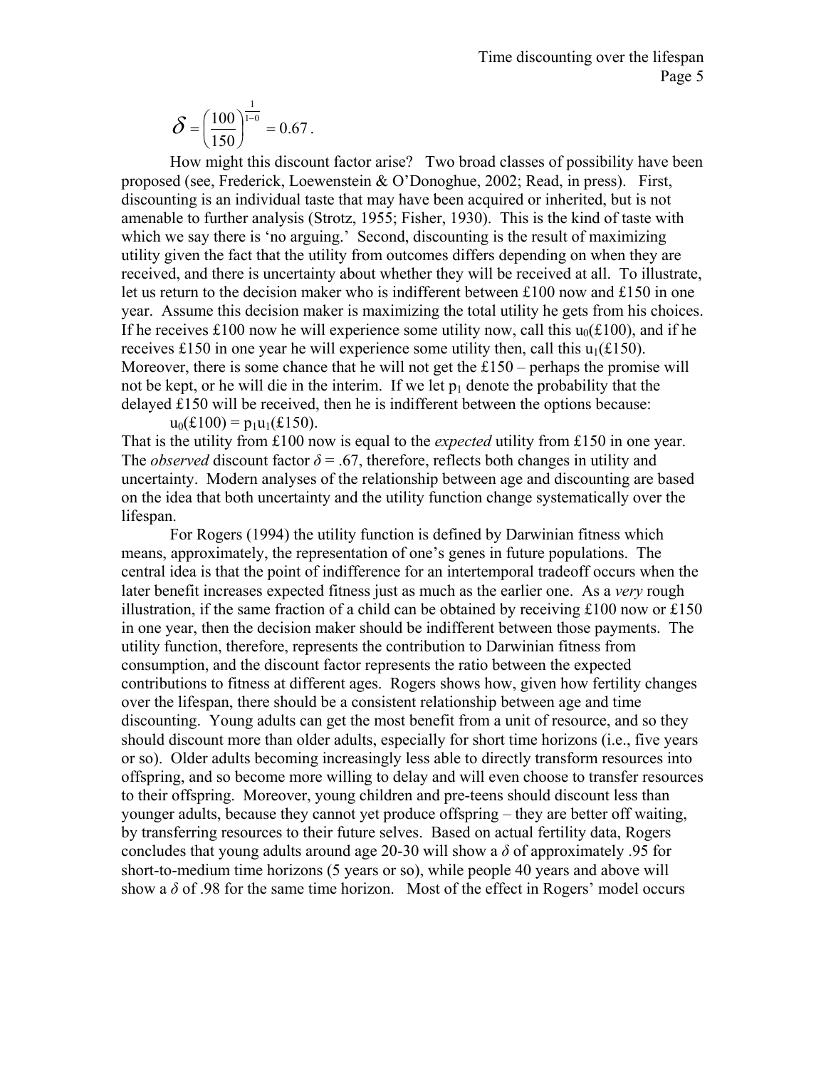$$\delta = \left(\frac{100}{150}\right)^{\frac{1}{1-0}} = 0.67.$$

How might this discount factor arise? Two broad classes of possibility have been proposed (see, Frederick, Loewenstein & O'Donoghue, 2002; Read, in press). First, discounting is an individual taste that may have been acquired or inherited, but is not amenable to further analysis (Strotz, 1955; Fisher, 1930). This is the kind of taste with which we say there is 'no arguing.' Second, discounting is the result of maximizing utility given the fact that the utility from outcomes differs depending on when they are received, and there is uncertainty about whether they will be received at all. To illustrate, let us return to the decision maker who is indifferent between £100 now and £150 in one year. Assume this decision maker is maximizing the total utility he gets from his choices. If he receives £100 now he will experience some utility now, call this $u_0(£100)$, and if he receives £150 in one year he will experience some utility then, call this $u_1(£150)$. Moreover, there is some chance that he will not get the £150 – perhaps the promise will not be kept, or he will die in the interim. If we let $p_1$ denote the probability that the delayed £150 will be received, then he is indifferent between the options because:

$u_0(£100) = p_1 u_1(£150)$.

That is the utility from £100 now is equal to the *expected* utility from £150 in one year. The *observed* discount factor $\delta = .67$, therefore, reflects both changes in utility and uncertainty. Modern analyses of the relationship between age and discounting are based on the idea that both uncertainty and the utility function change systematically over the lifespan.

For Rogers (1994) the utility function is defined by Darwinian fitness which means, approximately, the representation of one's genes in future populations. The central idea is that the point of indifference for an intertemporal tradeoff occurs when the later benefit increases expected fitness just as much as the earlier one. As a *very* rough illustration, if the same fraction of a child can be obtained by receiving £100 now or £150 in one year, then the decision maker should be indifferent between those payments. The utility function, therefore, represents the contribution to Darwinian fitness from consumption, and the discount factor represents the ratio between the expected contributions to fitness at different ages. Rogers shows how, given how fertility changes over the lifespan, there should be a consistent relationship between age and time discounting. Young adults can get the most benefit from a unit of resource, and so they should discount more than older adults, especially for short time horizons (i.e., five years or so). Older adults becoming increasingly less able to directly transform resources into offspring, and so become more willing to delay and will even choose to transfer resources to their offspring. Moreover, young children and pre-teens should discount less than younger adults, because they cannot yet produce offspring – they are better off waiting, by transferring resources to their future selves. Based on actual fertility data, Rogers concludes that young adults around age 20-30 will show a $\delta$ of approximately .95 for short-to-medium time horizons (5 years or so), while people 40 years and above will show a $\delta$ of .98 for the same time horizon. Most of the effect in Rogers' model occurs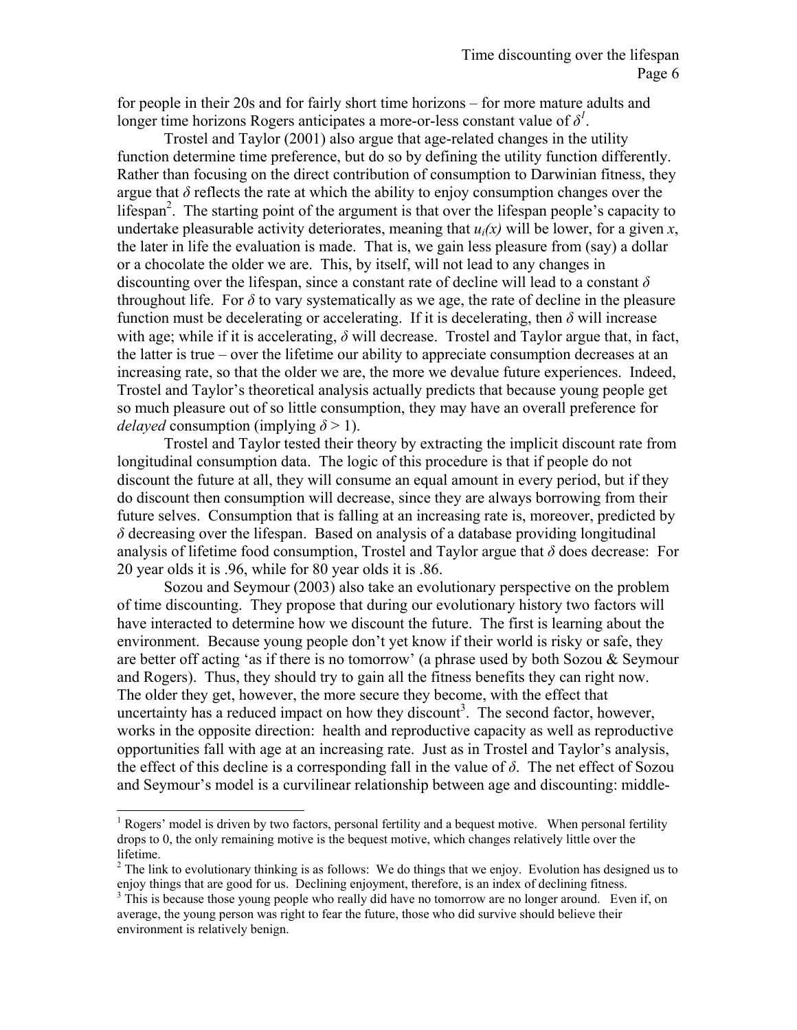for people in their 20s and for fairly short time horizons – for more mature adults and longer time horizons Rogers anticipates a more-or-less constant value of $\delta$[1].

Trostel and Taylor (2001) also argue that age-related changes in the utility function determine time preference, but do so by defining the utility function differently. Rather than focusing on the direct contribution of consumption to Darwinian fitness, they argue that $\delta$ reflects the rate at which the ability to enjoy consumption changes over the lifespan[2]. The starting point of the argument is that over the lifespan people's capacity to undertake pleasurable activity deteriorates, meaning that $u_i(x)$ will be lower, for a given $x$, the later in life the evaluation is made. That is, we gain less pleasure from (say) a dollar or a chocolate the older we are. This, by itself, will not lead to any changes in discounting over the lifespan, since a constant rate of decline will lead to a constant $\delta$ throughout life. For $\delta$ to vary systematically as we age, the rate of decline in the pleasure function must be decelerating or accelerating. If it is decelerating, then $\delta$ will increase with age; while if it is accelerating, $\delta$ will decrease. Trostel and Taylor argue that, in fact, the latter is true – over the lifetime our ability to appreciate consumption decreases at an increasing rate, so that the older we are, the more we devalue future experiences. Indeed, Trostel and Taylor's theoretical analysis actually predicts that because young people get so much pleasure out of so little consumption, they may have an overall preference for *delayed* consumption (implying $\delta > 1$).

Trostel and Taylor tested their theory by extracting the implicit discount rate from longitudinal consumption data. The logic of this procedure is that if people do not discount the future at all, they will consume an equal amount in every period, but if they do discount then consumption will decrease, since they are always borrowing from their future selves. Consumption that is falling at an increasing rate is, moreover, predicted by $\delta$ decreasing over the lifespan. Based on analysis of a database providing longitudinal analysis of lifetime food consumption, Trostel and Taylor argue that $\delta$ does decrease: For 20 year olds it is .96, while for 80 year olds it is .86.

Sozou and Seymour (2003) also take an evolutionary perspective on the problem of time discounting. They propose that during our evolutionary history two factors will have interacted to determine how we discount the future. The first is learning about the environment. Because young people don't yet know if their world is risky or safe, they are better off acting 'as if there is no tomorrow' (a phrase used by both Sozou & Seymour and Rogers). Thus, they should try to gain all the fitness benefits they can right now. The older they get, however, the more secure they become, with the effect that uncertainty has a reduced impact on how they discount[3]. The second factor, however, works in the opposite direction: health and reproductive capacity as well as reproductive opportunities fall with age at an increasing rate. Just as in Trostel and Taylor's analysis, the effect of this decline is a corresponding fall in the value of $\delta$. The net effect of Sozou and Seymour's model is a curvilinear relationship between age and discounting: middle-

---

[1] Rogers' model is driven by two factors, personal fertility and a bequest motive. When personal fertility drops to 0, the only remaining motive is the bequest motive, which changes relatively little over the lifetime.

[2] The link to evolutionary thinking is as follows: We do things that we enjoy. Evolution has designed us to enjoy things that are good for us. Declining enjoyment, therefore, is an index of declining fitness.

[3] This is because those young people who really did have no tomorrow are no longer around. Even if, on average, the young person was right to fear the future, those who did survive should believe their environment is relatively benign.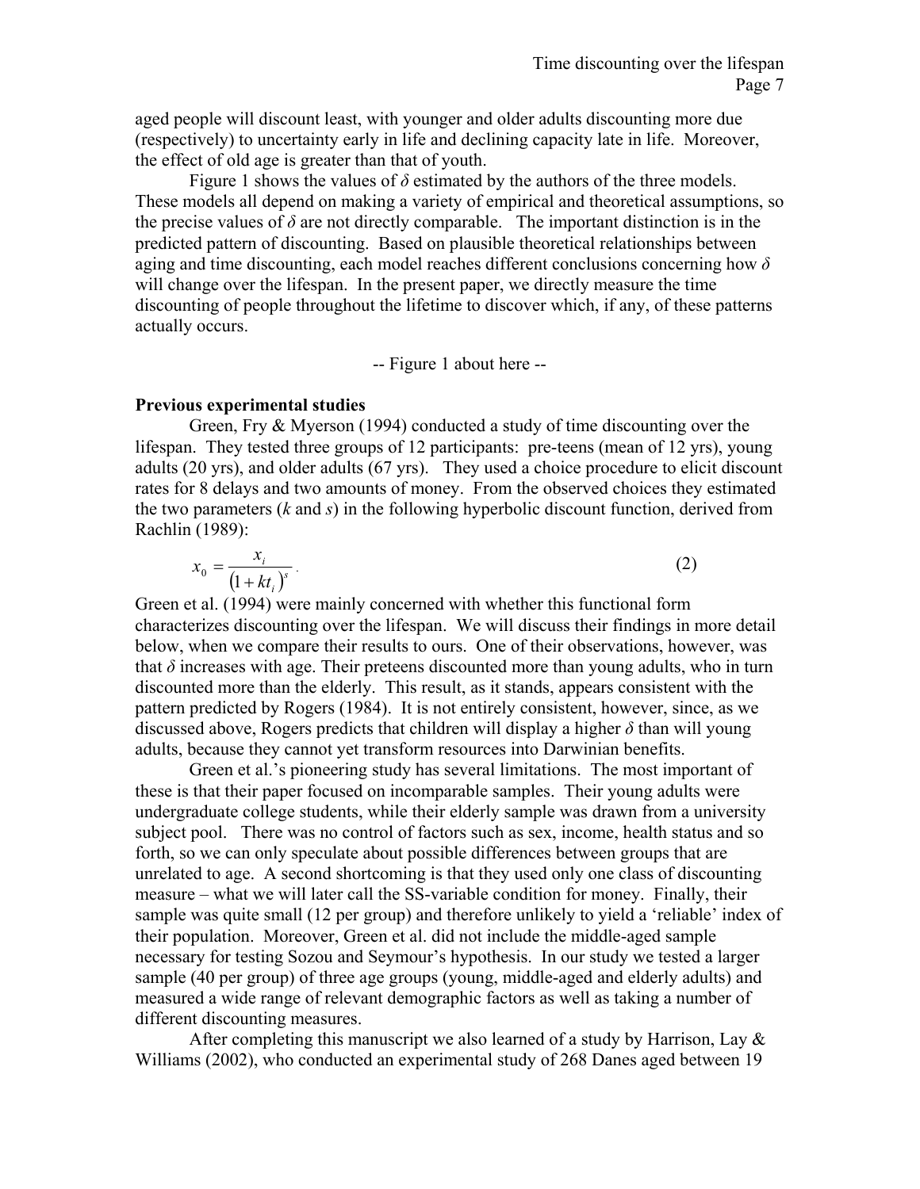aged people will discount least, with younger and older adults discounting more due (respectively) to uncertainty early in life and declining capacity late in life. Moreover, the effect of old age is greater than that of youth.

Figure 1 shows the values of $\delta$ estimated by the authors of the three models. These models all depend on making a variety of empirical and theoretical assumptions, so the precise values of $\delta$ are not directly comparable. The important distinction is in the predicted pattern of discounting. Based on plausible theoretical relationships between aging and time discounting, each model reaches different conclusions concerning how $\delta$ will change over the lifespan. In the present paper, we directly measure the time discounting of people throughout the lifetime to discover which, if any, of these patterns actually occurs.

-- Figure 1 about here --

**Previous experimental studies**

Green, Fry & Myerson (1994) conducted a study of time discounting over the lifespan. They tested three groups of 12 participants: pre-teens (mean of 12 yrs), young adults (20 yrs), and older adults (67 yrs). They used a choice procedure to elicit discount rates for 8 delays and two amounts of money. From the observed choices they estimated the two parameters ($k$ and $s$) in the following hyperbolic discount function, derived from Rachlin (1989):

$$x_0 = \frac{x_i}{\left(1 + kt_i\right)^s}. \tag{2}$$

Green et al. (1994) were mainly concerned with whether this functional form characterizes discounting over the lifespan. We will discuss their findings in more detail below, when we compare their results to ours. One of their observations, however, was that $\delta$ increases with age. Their preteens discounted more than young adults, who in turn discounted more than the elderly. This result, as it stands, appears consistent with the pattern predicted by Rogers (1984). It is not entirely consistent, however, since, as we discussed above, Rogers predicts that children will display a higher $\delta$ than will young adults, because they cannot yet transform resources into Darwinian benefits.

Green et al.'s pioneering study has several limitations. The most important of these is that their paper focused on incomparable samples. Their young adults were undergraduate college students, while their elderly sample was drawn from a university subject pool. There was no control of factors such as sex, income, health status and so forth, so we can only speculate about possible differences between groups that are unrelated to age. A second shortcoming is that they used only one class of discounting measure – what we will later call the SS-variable condition for money. Finally, their sample was quite small (12 per group) and therefore unlikely to yield a 'reliable' index of their population. Moreover, Green et al. did not include the middle-aged sample necessary for testing Sozou and Seymour's hypothesis. In our study we tested a larger sample (40 per group) of three age groups (young, middle-aged and elderly adults) and measured a wide range of relevant demographic factors as well as taking a number of different discounting measures.

After completing this manuscript we also learned of a study by Harrison, Lay & Williams (2002), who conducted an experimental study of 268 Danes aged between 19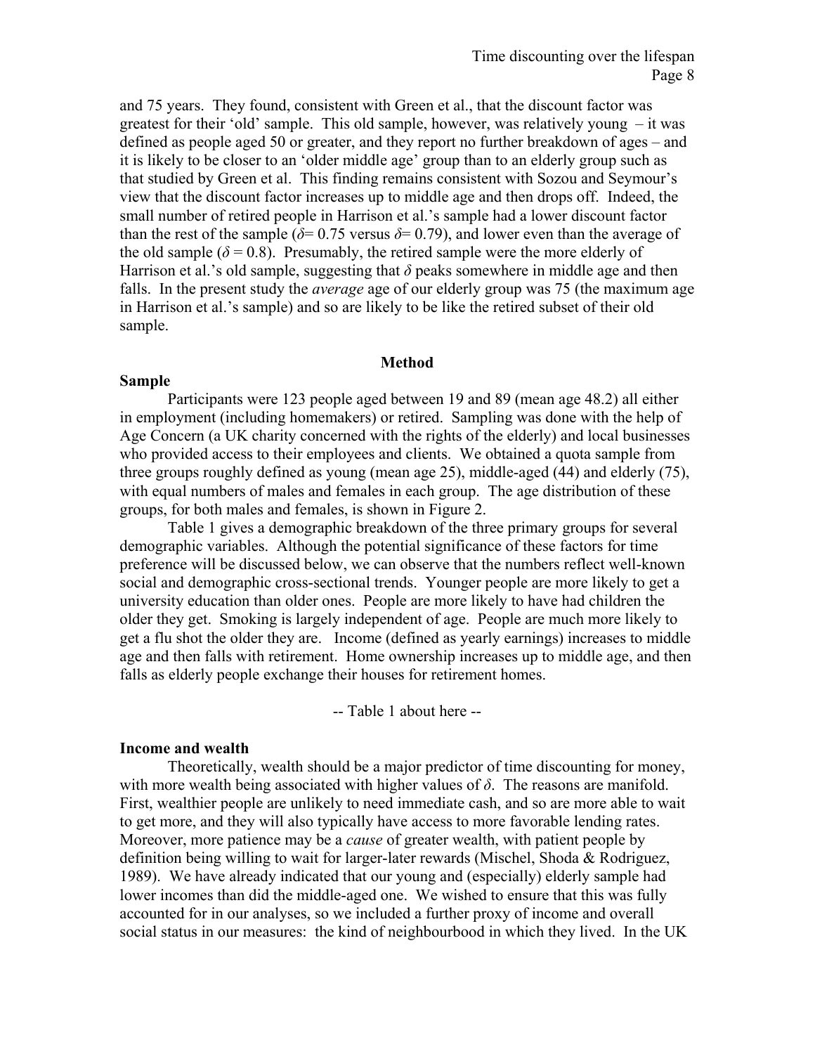and 75 years. They found, consistent with Green et al., that the discount factor was greatest for their 'old' sample. This old sample, however, was relatively young – it was defined as people aged 50 or greater, and they report no further breakdown of ages – and it is likely to be closer to an 'older middle age' group than to an elderly group such as that studied by Green et al. This finding remains consistent with Sozou and Seymour's view that the discount factor increases up to middle age and then drops off. Indeed, the small number of retired people in Harrison et al.'s sample had a lower discount factor than the rest of the sample ($\delta = 0.75$ versus $\delta = 0.79$), and lower even than the average of the old sample ($\delta = 0.8$). Presumably, the retired sample were the more elderly of Harrison et al.'s old sample, suggesting that $\delta$ peaks somewhere in middle age and then falls. In the present study the *average* age of our elderly group was 75 (the maximum age in Harrison et al.'s sample) and so are likely to be like the retired subset of their old sample.

## Method

### Sample

Participants were 123 people aged between 19 and 89 (mean age 48.2) all either in employment (including homemakers) or retired. Sampling was done with the help of Age Concern (a UK charity concerned with the rights of the elderly) and local businesses who provided access to their employees and clients. We obtained a quota sample from three groups roughly defined as young (mean age 25), middle-aged (44) and elderly (75), with equal numbers of males and females in each group. The age distribution of these groups, for both males and females, is shown in Figure 2.

Table 1 gives a demographic breakdown of the three primary groups for several demographic variables. Although the potential significance of these factors for time preference will be discussed below, we can observe that the numbers reflect well-known social and demographic cross-sectional trends. Younger people are more likely to get a university education than older ones. People are more likely to have had children the older they get. Smoking is largely independent of age. People are much more likely to get a flu shot the older they are. Income (defined as yearly earnings) increases to middle age and then falls with retirement. Home ownership increases up to middle age, and then falls as elderly people exchange their houses for retirement homes.

-- Table 1 about here --

### Income and wealth

Theoretically, wealth should be a major predictor of time discounting for money, with more wealth being associated with higher values of $\delta$. The reasons are manifold. First, wealthier people are unlikely to need immediate cash, and so are more able to wait to get more, and they will also typically have access to more favorable lending rates. Moreover, more patience may be a *cause* of greater wealth, with patient people by definition being willing to wait for larger-later rewards (Mischel, Shoda & Rodriguez, 1989). We have already indicated that our young and (especially) elderly sample had lower incomes than did the middle-aged one. We wished to ensure that this was fully accounted for in our analyses, so we included a further proxy of income and overall social status in our measures: the kind of neighbourbood in which they lived. In the UK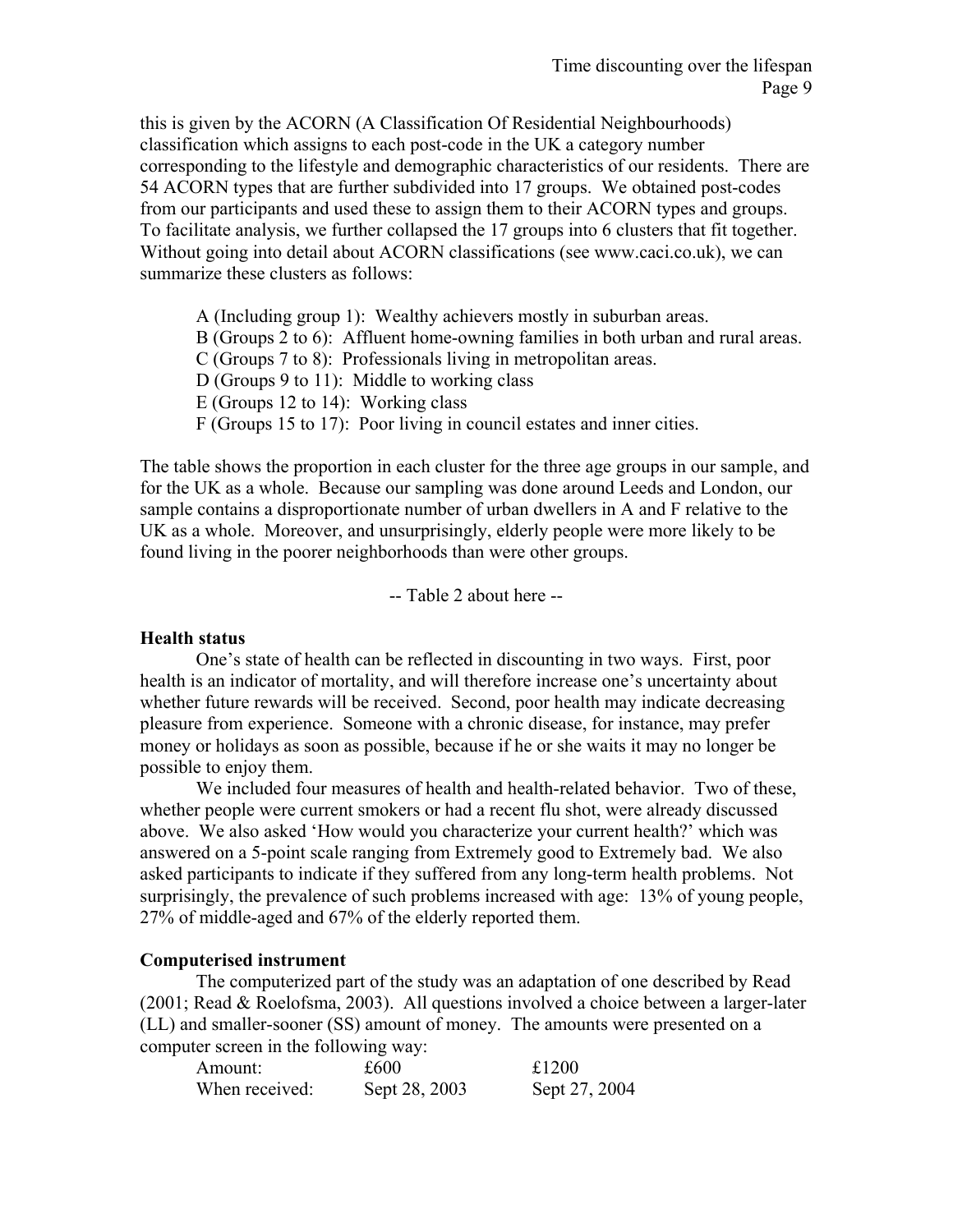this is given by the ACORN (A Classification Of Residential Neighbourhoods) classification which assigns to each post-code in the UK a category number corresponding to the lifestyle and demographic characteristics of our residents. There are 54 ACORN types that are further subdivided into 17 groups. We obtained post-codes from our participants and used these to assign them to their ACORN types and groups. To facilitate analysis, we further collapsed the 17 groups into 6 clusters that fit together. Without going into detail about ACORN classifications (see www.caci.co.uk), we can summarize these clusters as follows:

A (Including group 1): Wealthy achievers mostly in suburban areas.
B (Groups 2 to 6): Affluent home-owning families in both urban and rural areas.
C (Groups 7 to 8): Professionals living in metropolitan areas.
D (Groups 9 to 11): Middle to working class
E (Groups 12 to 14): Working class
F (Groups 15 to 17): Poor living in council estates and inner cities.

The table shows the proportion in each cluster for the three age groups in our sample, and for the UK as a whole. Because our sampling was done around Leeds and London, our sample contains a disproportionate number of urban dwellers in A and F relative to the UK as a whole. Moreover, and unsurprisingly, elderly people were more likely to be found living in the poorer neighborhoods than were other groups.

-- Table 2 about here --

**Health status**

One's state of health can be reflected in discounting in two ways. First, poor health is an indicator of mortality, and will therefore increase one's uncertainty about whether future rewards will be received. Second, poor health may indicate decreasing pleasure from experience. Someone with a chronic disease, for instance, may prefer money or holidays as soon as possible, because if he or she waits it may no longer be possible to enjoy them.

We included four measures of health and health-related behavior. Two of these, whether people were current smokers or had a recent flu shot, were already discussed above. We also asked 'How would you characterize your current health?' which was answered on a 5-point scale ranging from Extremely good to Extremely bad. We also asked participants to indicate if they suffered from any long-term health problems. Not surprisingly, the prevalence of such problems increased with age: 13% of young people, 27% of middle-aged and 67% of the elderly reported them.

**Computerised instrument**

The computerized part of the study was an adaptation of one described by Read (2001; Read & Roelofsma, 2003). All questions involved a choice between a larger-later (LL) and smaller-sooner (SS) amount of money. The amounts were presented on a computer screen in the following way:

| Amount: | £600 | £1200 |
|---|---|---|
| When received: | Sept 28, 2003 | Sept 27, 2004 |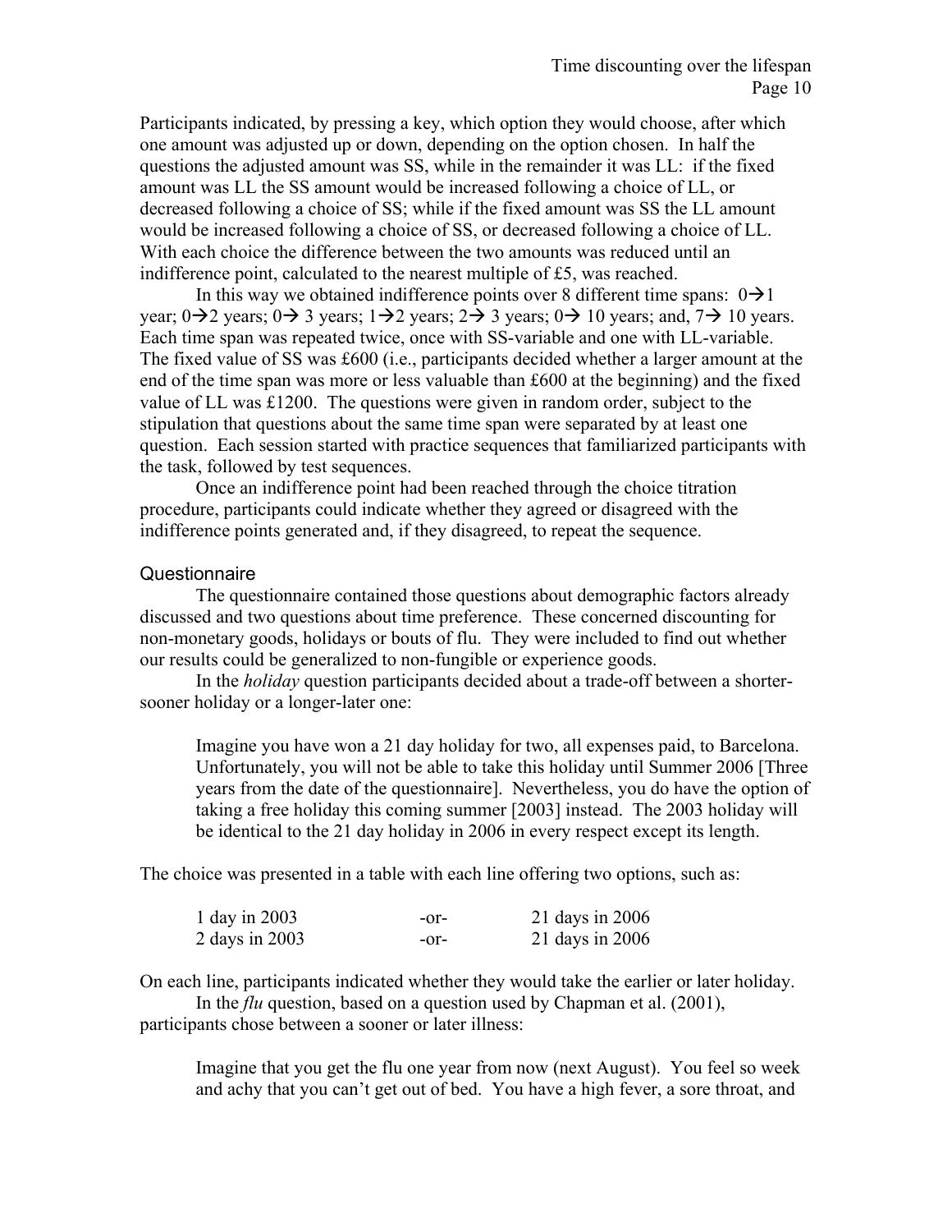Participants indicated, by pressing a key, which option they would choose, after which one amount was adjusted up or down, depending on the option chosen. In half the questions the adjusted amount was SS, while in the remainder it was LL: if the fixed amount was LL the SS amount would be increased following a choice of LL, or decreased following a choice of SS; while if the fixed amount was SS the LL amount would be increased following a choice of SS, or decreased following a choice of LL. With each choice the difference between the two amounts was reduced until an indifference point, calculated to the nearest multiple of £5, was reached.

In this way we obtained indifference points over 8 different time spans: 0→1 year; 0→2 years; 0→ 3 years; 1→2 years; 2→ 3 years; 0→ 10 years; and, 7→ 10 years. Each time span was repeated twice, once with SS-variable and one with LL-variable. The fixed value of SS was £600 (i.e., participants decided whether a larger amount at the end of the time span was more or less valuable than £600 at the beginning) and the fixed value of LL was £1200. The questions were given in random order, subject to the stipulation that questions about the same time span were separated by at least one question. Each session started with practice sequences that familiarized participants with the task, followed by test sequences.

Once an indifference point had been reached through the choice titration procedure, participants could indicate whether they agreed or disagreed with the indifference points generated and, if they disagreed, to repeat the sequence.

## Questionnaire

The questionnaire contained those questions about demographic factors already discussed and two questions about time preference. These concerned discounting for non-monetary goods, holidays or bouts of flu. They were included to find out whether our results could be generalized to non-fungible or experience goods.

In the *holiday* question participants decided about a trade-off between a shorter-sooner holiday or a longer-later one:

> Imagine you have won a 21 day holiday for two, all expenses paid, to Barcelona. Unfortunately, you will not be able to take this holiday until Summer 2006 [Three years from the date of the questionnaire]. Nevertheless, you do have the option of taking a free holiday this coming summer [2003] instead. The 2003 holiday will be identical to the 21 day holiday in 2006 in every respect except its length.

The choice was presented in a table with each line offering two options, such as:

| | | |
|---|---|---|
| 1 day in 2003 | -or- | 21 days in 2006 |
| 2 days in 2003 | -or- | 21 days in 2006 |

On each line, participants indicated whether they would take the earlier or later holiday.

In the *flu* question, based on a question used by Chapman et al. (2001), participants chose between a sooner or later illness:

> Imagine that you get the flu one year from now (next August). You feel so week and achy that you can't get out of bed. You have a high fever, a sore throat, and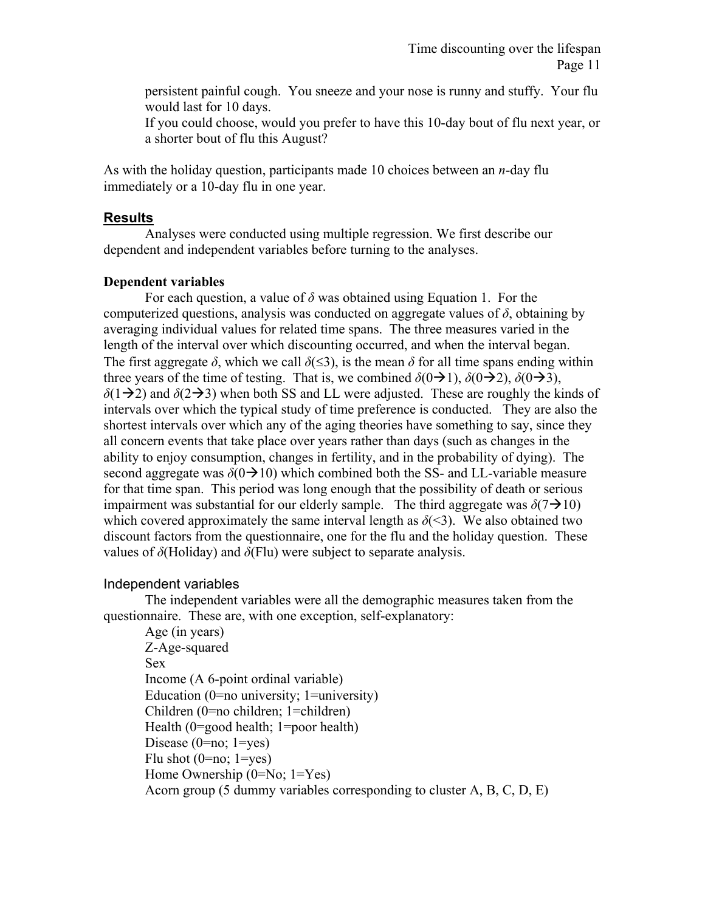persistent painful cough. You sneeze and your nose is runny and stuffy. Your flu would last for 10 days.

If you could choose, would you prefer to have this 10-day bout of flu next year, or a shorter bout of flu this August?

As with the holiday question, participants made 10 choices between an *n*-day flu immediately or a 10-day flu in one year.

## Results

Analyses were conducted using multiple regression. We first describe our dependent and independent variables before turning to the analyses.

**Dependent variables**

For each question, a value of $\delta$ was obtained using Equation 1. For the computerized questions, analysis was conducted on aggregate values of $\delta$, obtaining by averaging individual values for related time spans. The three measures varied in the length of the interval over which discounting occurred, and when the interval began. The first aggregate $\delta$, which we call $\delta(\leq 3)$, is the mean $\delta$ for all time spans ending within three years of the time of testing. That is, we combined $\delta(0 \rightarrow 1)$, $\delta(0 \rightarrow 2)$, $\delta(0 \rightarrow 3)$, $\delta(1 \rightarrow 2)$ and $\delta(2 \rightarrow 3)$ when both SS and LL were adjusted. These are roughly the kinds of intervals over which the typical study of time preference is conducted. They are also the shortest intervals over which any of the aging theories have something to say, since they all concern events that take place over years rather than days (such as changes in the ability to enjoy consumption, changes in fertility, and in the probability of dying). The second aggregate was $\delta(0 \rightarrow 10)$ which combined both the SS- and LL-variable measure for that time span. This period was long enough that the possibility of death or serious impairment was substantial for our elderly sample. The third aggregate was $\delta(7 \rightarrow 10)$ which covered approximately the same interval length as $\delta(<3)$. We also obtained two discount factors from the questionnaire, one for the flu and the holiday question. These values of $\delta$(Holiday) and $\delta$(Flu) were subject to separate analysis.

### Independent variables

The independent variables were all the demographic measures taken from the questionnaire. These are, with one exception, self-explanatory:

- Age (in years)
- Z-Age-squared
- Sex
- Income (A 6-point ordinal variable)
- Education (0=no university; 1=university)
- Children (0=no children; 1=children)
- Health (0=good health; 1=poor health)
- Disease (0=no; 1=yes)
- Flu shot (0=no; 1=yes)
- Home Ownership (0=No; 1=Yes)
- Acorn group (5 dummy variables corresponding to cluster A, B, C, D, E)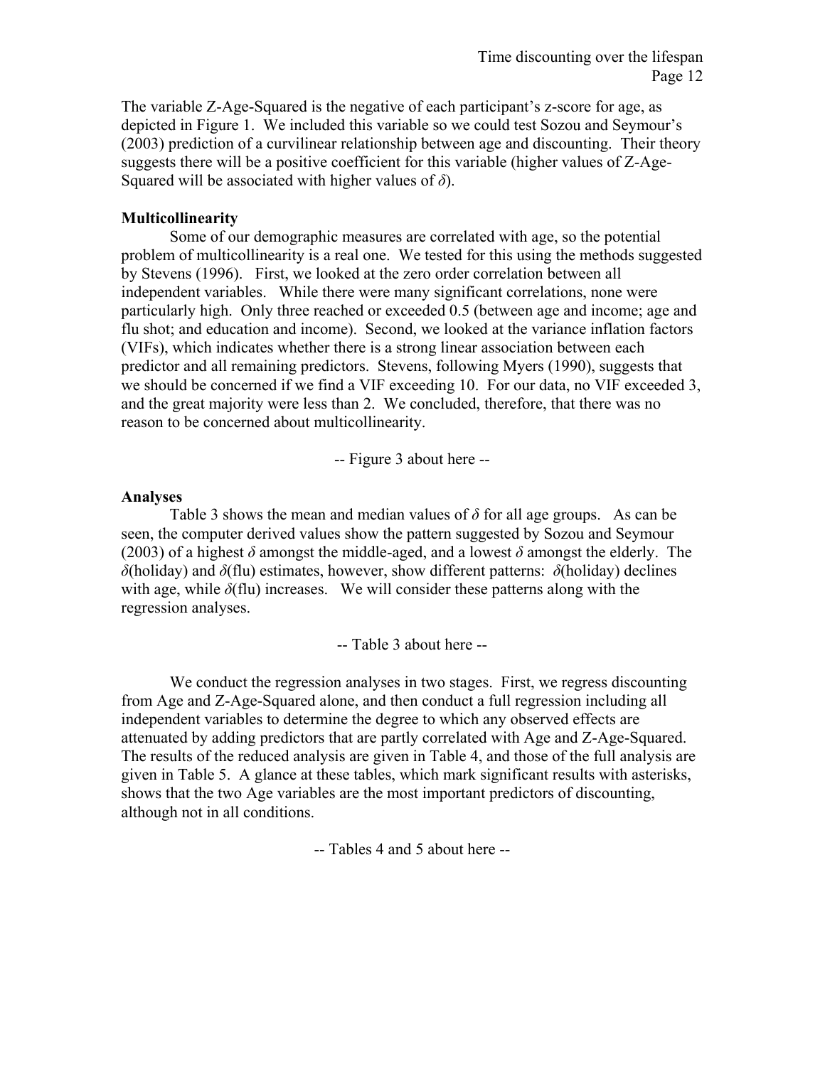The variable Z-Age-Squared is the negative of each participant's z-score for age, as depicted in Figure 1. We included this variable so we could test Sozou and Seymour's (2003) prediction of a curvilinear relationship between age and discounting. Their theory suggests there will be a positive coefficient for this variable (higher values of Z-Age-Squared will be associated with higher values of $\delta$).

**Multicollinearity**

Some of our demographic measures are correlated with age, so the potential problem of multicollinearity is a real one. We tested for this using the methods suggested by Stevens (1996). First, we looked at the zero order correlation between all independent variables. While there were many significant correlations, none were particularly high. Only three reached or exceeded 0.5 (between age and income; age and flu shot; and education and income). Second, we looked at the variance inflation factors (VIFs), which indicates whether there is a strong linear association between each predictor and all remaining predictors. Stevens, following Myers (1990), suggests that we should be concerned if we find a VIF exceeding 10. For our data, no VIF exceeded 3, and the great majority were less than 2. We concluded, therefore, that there was no reason to be concerned about multicollinearity.

-- Figure 3 about here --

**Analyses**

Table 3 shows the mean and median values of $\delta$ for all age groups. As can be seen, the computer derived values show the pattern suggested by Sozou and Seymour (2003) of a highest $\delta$ amongst the middle-aged, and a lowest $\delta$ amongst the elderly. The $\delta$(holiday) and $\delta$(flu) estimates, however, show different patterns: $\delta$(holiday) declines with age, while $\delta$(flu) increases. We will consider these patterns along with the regression analyses.

-- Table 3 about here --

We conduct the regression analyses in two stages. First, we regress discounting from Age and Z-Age-Squared alone, and then conduct a full regression including all independent variables to determine the degree to which any observed effects are attenuated by adding predictors that are partly correlated with Age and Z-Age-Squared. The results of the reduced analysis are given in Table 4, and those of the full analysis are given in Table 5. A glance at these tables, which mark significant results with asterisks, shows that the two Age variables are the most important predictors of discounting, although not in all conditions.

-- Tables 4 and 5 about here --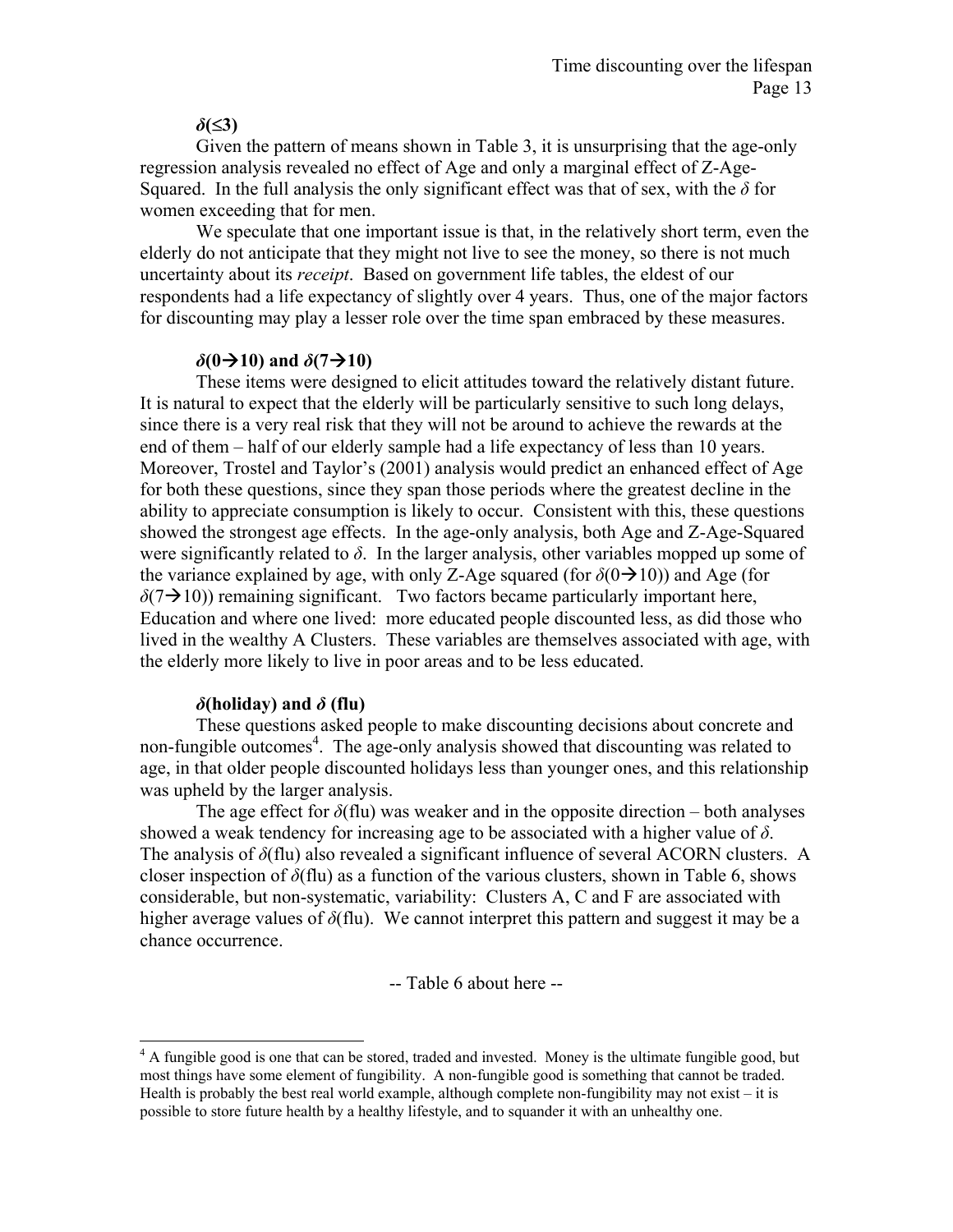### $\delta(\leq 3)$

Given the pattern of means shown in Table 3, it is unsurprising that the age-only regression analysis revealed no effect of Age and only a marginal effect of Z-Age-Squared. In the full analysis the only significant effect was that of sex, with the $\delta$ for women exceeding that for men.

We speculate that one important issue is that, in the relatively short term, even the elderly do not anticipate that they might not live to see the money, so there is not much uncertainty about its *receipt*. Based on government life tables, the eldest of our respondents had a life expectancy of slightly over 4 years. Thus, one of the major factors for discounting may play a lesser role over the time span embraced by these measures.

### $\delta(0\rightarrow 10)$ and $\delta(7\rightarrow 10)$

These items were designed to elicit attitudes toward the relatively distant future. It is natural to expect that the elderly will be particularly sensitive to such long delays, since there is a very real risk that they will not be around to achieve the rewards at the end of them – half of our elderly sample had a life expectancy of less than 10 years. Moreover, Trostel and Taylor's (2001) analysis would predict an enhanced effect of Age for both these questions, since they span those periods where the greatest decline in the ability to appreciate consumption is likely to occur. Consistent with this, these questions showed the strongest age effects. In the age-only analysis, both Age and Z-Age-Squared were significantly related to $\delta$. In the larger analysis, other variables mopped up some of the variance explained by age, with only Z-Age squared (for $\delta(0\rightarrow 10)$) and Age (for $\delta(7\rightarrow 10)$) remaining significant. Two factors became particularly important here, Education and where one lived: more educated people discounted less, as did those who lived in the wealthy A Clusters. These variables are themselves associated with age, with the elderly more likely to live in poor areas and to be less educated.

### $\delta$(holiday) and $\delta$ (flu)

These questions asked people to make discounting decisions about concrete and non-fungible outcomes[4]. The age-only analysis showed that discounting was related to age, in that older people discounted holidays less than younger ones, and this relationship was upheld by the larger analysis.

The age effect for $\delta$(flu) was weaker and in the opposite direction – both analyses showed a weak tendency for increasing age to be associated with a higher value of $\delta$. The analysis of $\delta$(flu) also revealed a significant influence of several ACORN clusters. A closer inspection of $\delta$(flu) as a function of the various clusters, shown in Table 6, shows considerable, but non-systematic, variability: Clusters A, C and F are associated with higher average values of $\delta$(flu). We cannot interpret this pattern and suggest it may be a chance occurrence.

-- Table 6 about here --

[4] A fungible good is one that can be stored, traded and invested. Money is the ultimate fungible good, but most things have some element of fungibility. A non-fungible good is something that cannot be traded. Health is probably the best real world example, although complete non-fungibility may not exist – it is possible to store future health by a healthy lifestyle, and to squander it with an unhealthy one.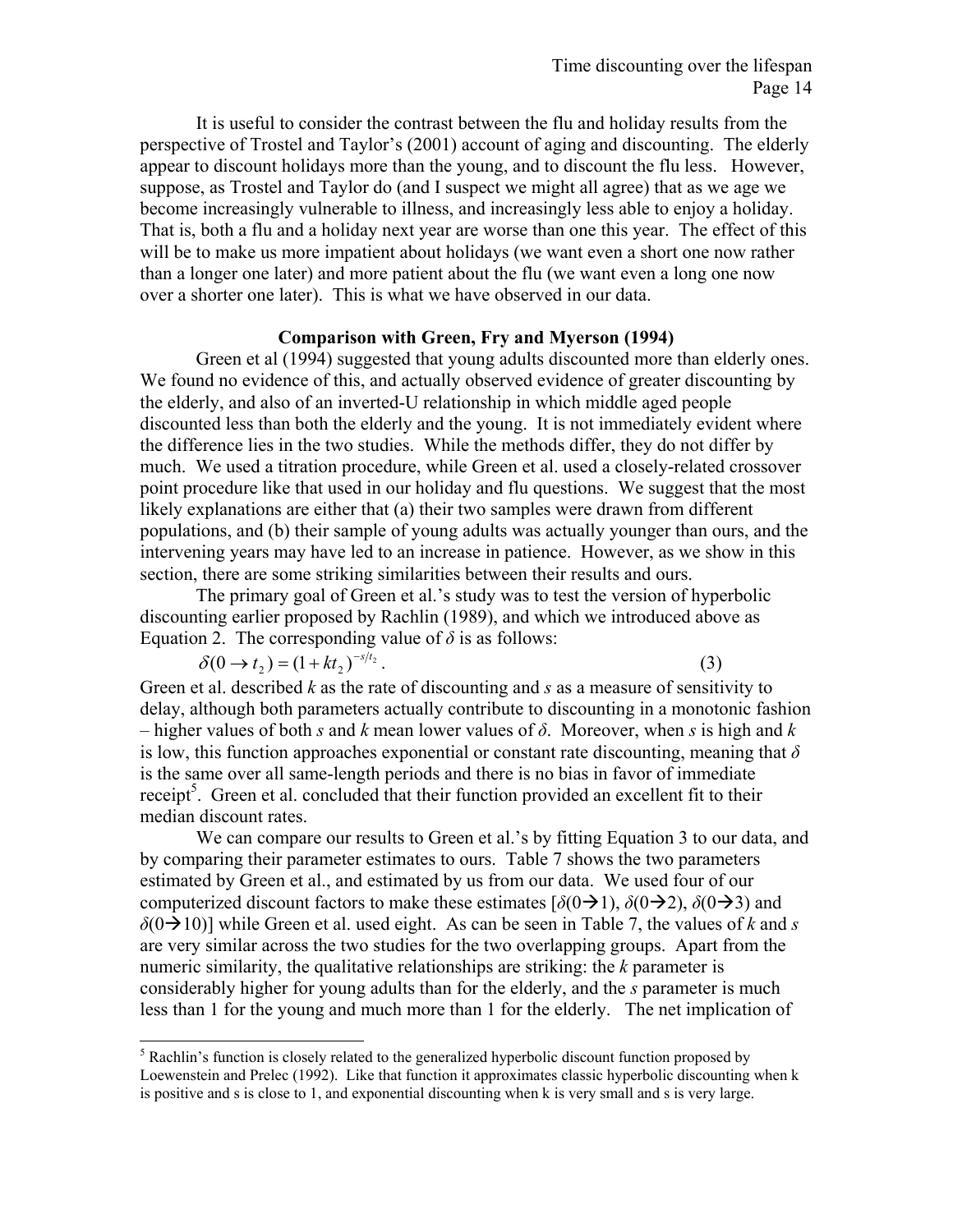It is useful to consider the contrast between the flu and holiday results from the perspective of Trostel and Taylor's (2001) account of aging and discounting. The elderly appear to discount holidays more than the young, and to discount the flu less. However, suppose, as Trostel and Taylor do (and I suspect we might all agree) that as we age we become increasingly vulnerable to illness, and increasingly less able to enjoy a holiday. That is, both a flu and a holiday next year are worse than one this year. The effect of this will be to make us more impatient about holidays (we want even a short one now rather than a longer one later) and more patient about the flu (we want even a long one now over a shorter one later). This is what we have observed in our data.

## Comparison with Green, Fry and Myerson (1994)

Green et al (1994) suggested that young adults discounted more than elderly ones. We found no evidence of this, and actually observed evidence of greater discounting by the elderly, and also of an inverted-U relationship in which middle aged people discounted less than both the elderly and the young. It is not immediately evident where the difference lies in the two studies. While the methods differ, they do not differ by much. We used a titration procedure, while Green et al. used a closely-related crossover point procedure like that used in our holiday and flu questions. We suggest that the most likely explanations are either that (a) their two samples were drawn from different populations, and (b) their sample of young adults was actually younger than ours, and the intervening years may have led to an increase in patience. However, as we show in this section, there are some striking similarities between their results and ours.

The primary goal of Green et al.'s study was to test the version of hyperbolic discounting earlier proposed by Rachlin (1989), and which we introduced above as Equation 2. The corresponding value of $\delta$ is as follows:

$$\delta(0 \rightarrow t_2) = (1 + kt_2)^{-s/t_2}. \qquad (3)$$

Green et al. described $k$ as the rate of discounting and $s$ as a measure of sensitivity to delay, although both parameters actually contribute to discounting in a monotonic fashion – higher values of both $s$ and $k$ mean lower values of $\delta$. Moreover, when $s$ is high and $k$ is low, this function approaches exponential or constant rate discounting, meaning that $\delta$ is the same over all same-length periods and there is no bias in favor of immediate receipt[5]. Green et al. concluded that their function provided an excellent fit to their median discount rates.

We can compare our results to Green et al.'s by fitting Equation 3 to our data, and by comparing their parameter estimates to ours. Table 7 shows the two parameters estimated by Green et al., and estimated by us from our data. We used four of our computerized discount factors to make these estimates [$\delta(0\rightarrow1)$, $\delta(0\rightarrow2)$, $\delta(0\rightarrow3)$ and $\delta(0\rightarrow10)$] while Green et al. used eight. As can be seen in Table 7, the values of $k$ and $s$ are very similar across the two studies for the two overlapping groups. Apart from the numeric similarity, the qualitative relationships are striking: the $k$ parameter is considerably higher for young adults than for the elderly, and the $s$ parameter is much less than 1 for the young and much more than 1 for the elderly. The net implication of

---

[5] Rachlin's function is closely related to the generalized hyperbolic discount function proposed by Loewenstein and Prelec (1992). Like that function it approximates classic hyperbolic discounting when k is positive and s is close to 1, and exponential discounting when k is very small and s is very large.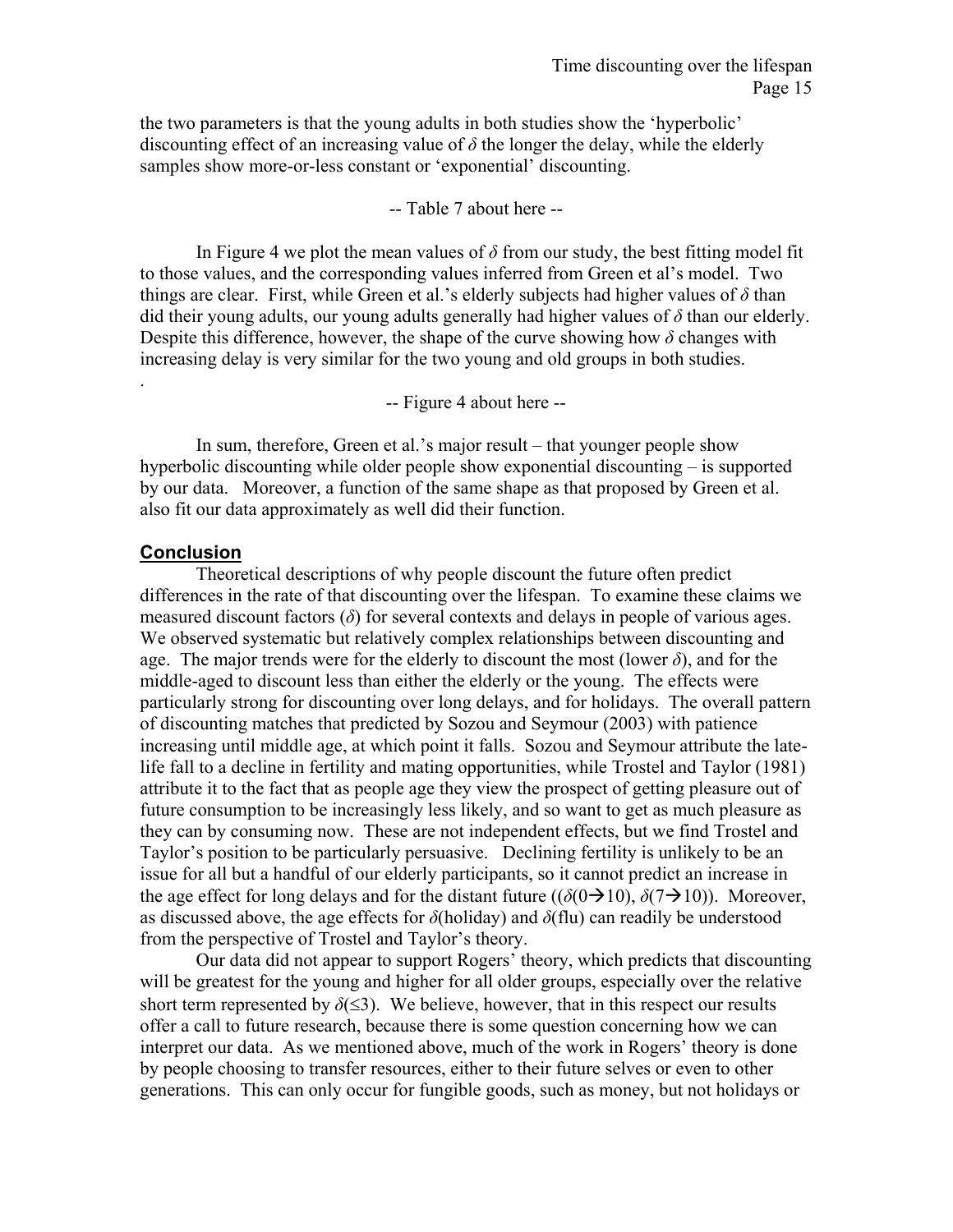the two parameters is that the young adults in both studies show the 'hyperbolic' discounting effect of an increasing value of $\delta$ the longer the delay, while the elderly samples show more-or-less constant or 'exponential' discounting.

-- Table 7 about here --

In Figure 4 we plot the mean values of $\delta$ from our study, the best fitting model fit to those values, and the corresponding values inferred from Green et al's model. Two things are clear. First, while Green et al.'s elderly subjects had higher values of $\delta$ than did their young adults, our young adults generally had higher values of $\delta$ than our elderly. Despite this difference, however, the shape of the curve showing how $\delta$ changes with increasing delay is very similar for the two young and old groups in both studies.

.

-- Figure 4 about here --

In sum, therefore, Green et al.'s major result – that younger people show hyperbolic discounting while older people show exponential discounting – is supported by our data. Moreover, a function of the same shape as that proposed by Green et al. also fit our data approximately as well did their function.

## Conclusion

Theoretical descriptions of why people discount the future often predict differences in the rate of that discounting over the lifespan. To examine these claims we measured discount factors ($\delta$) for several contexts and delays in people of various ages. We observed systematic but relatively complex relationships between discounting and age. The major trends were for the elderly to discount the most (lower $\delta$), and for the middle-aged to discount less than either the elderly or the young. The effects were particularly strong for discounting over long delays, and for holidays. The overall pattern of discounting matches that predicted by Sozou and Seymour (2003) with patience increasing until middle age, at which point it falls. Sozou and Seymour attribute the late-life fall to a decline in fertility and mating opportunities, while Trostel and Taylor (1981) attribute it to the fact that as people age they view the prospect of getting pleasure out of future consumption to be increasingly less likely, and so want to get as much pleasure as they can by consuming now. These are not independent effects, but we find Trostel and Taylor's position to be particularly persuasive. Declining fertility is unlikely to be an issue for all but a handful of our elderly participants, so it cannot predict an increase in the age effect for long delays and for the distant future (($\delta(0 \rightarrow 10)$, $\delta(7 \rightarrow 10)$). Moreover, as discussed above, the age effects for $\delta$(holiday) and $\delta$(flu) can readily be understood from the perspective of Trostel and Taylor's theory.

Our data did not appear to support Rogers' theory, which predicts that discounting will be greatest for the young and higher for all older groups, especially over the relative short term represented by $\delta(\leq 3)$. We believe, however, that in this respect our results offer a call to future research, because there is some question concerning how we can interpret our data. As we mentioned above, much of the work in Rogers' theory is done by people choosing to transfer resources, either to their future selves or even to other generations. This can only occur for fungible goods, such as money, but not holidays or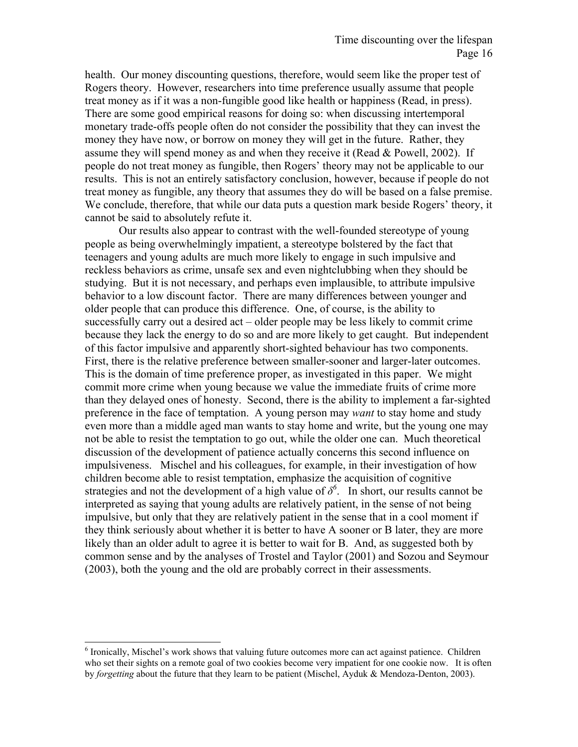health. Our money discounting questions, therefore, would seem like the proper test of Rogers theory. However, researchers into time preference usually assume that people treat money as if it was a non-fungible good like health or happiness (Read, in press). There are some good empirical reasons for doing so: when discussing intertemporal monetary trade-offs people often do not consider the possibility that they can invest the money they have now, or borrow on money they will get in the future. Rather, they assume they will spend money as and when they receive it (Read & Powell, 2002). If people do not treat money as fungible, then Rogers' theory may not be applicable to our results. This is not an entirely satisfactory conclusion, however, because if people do not treat money as fungible, any theory that assumes they do will be based on a false premise. We conclude, therefore, that while our data puts a question mark beside Rogers' theory, it cannot be said to absolutely refute it.

Our results also appear to contrast with the well-founded stereotype of young people as being overwhelmingly impatient, a stereotype bolstered by the fact that teenagers and young adults are much more likely to engage in such impulsive and reckless behaviors as crime, unsafe sex and even nightclubbing when they should be studying. But it is not necessary, and perhaps even implausible, to attribute impulsive behavior to a low discount factor. There are many differences between younger and older people that can produce this difference. One, of course, is the ability to successfully carry out a desired act – older people may be less likely to commit crime because they lack the energy to do so and are more likely to get caught. But independent of this factor impulsive and apparently short-sighted behaviour has two components. First, there is the relative preference between smaller-sooner and larger-later outcomes. This is the domain of time preference proper, as investigated in this paper. We might commit more crime when young because we value the immediate fruits of crime more than they delayed ones of honesty. Second, there is the ability to implement a far-sighted preference in the face of temptation. A young person may *want* to stay home and study even more than a middle aged man wants to stay home and write, but the young one may not be able to resist the temptation to go out, while the older one can. Much theoretical discussion of the development of patience actually concerns this second influence on impulsiveness. Mischel and his colleagues, for example, in their investigation of how children become able to resist temptation, emphasize the acquisition of cognitive strategies and not the development of a high value of $\delta$[6]. In short, our results cannot be interpreted as saying that young adults are relatively patient, in the sense of not being impulsive, but only that they are relatively patient in the sense that in a cool moment if they think seriously about whether it is better to have A sooner or B later, they are more likely than an older adult to agree it is better to wait for B. And, as suggested both by common sense and by the analyses of Trostel and Taylor (2001) and Sozou and Seymour (2003), both the young and the old are probably correct in their assessments.

[6] Ironically, Mischel's work shows that valuing future outcomes more can act against patience. Children who set their sights on a remote goal of two cookies become very impatient for one cookie now. It is often by *forgetting* about the future that they learn to be patient (Mischel, Ayduk & Mendoza-Denton, 2003).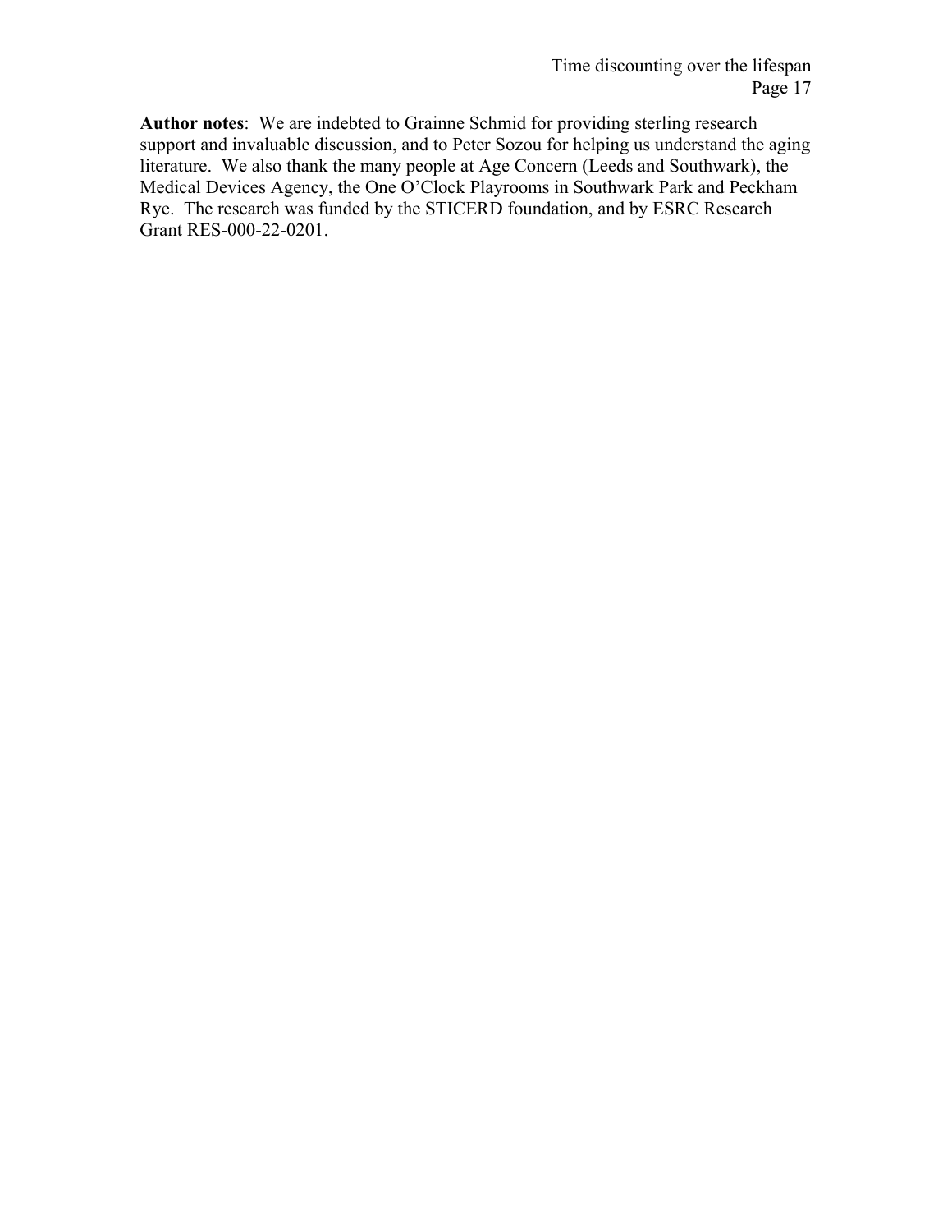**Author notes**: We are indebted to Grainne Schmid for providing sterling research support and invaluable discussion, and to Peter Sozou for helping us understand the aging literature. We also thank the many people at Age Concern (Leeds and Southwark), the Medical Devices Agency, the One O'Clock Playrooms in Southwark Park and Peckham Rye. The research was funded by the STICERD foundation, and by ESRC Research Grant RES-000-22-0201.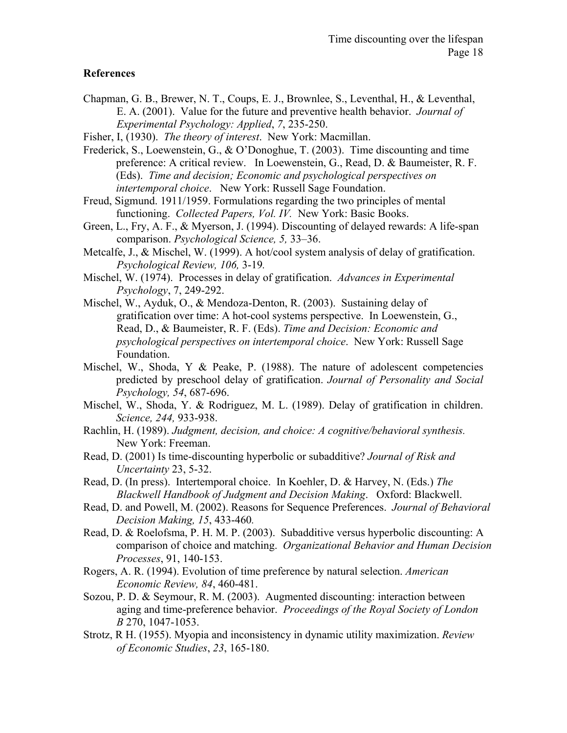**References**

Chapman, G. B., Brewer, N. T., Coups, E. J., Brownlee, S., Leventhal, H., & Leventhal, E. A. (2001). Value for the future and preventive health behavior. *Journal of Experimental Psychology: Applied*, *7*, 235-250.

Fisher, I, (1930). *The theory of interest*. New York: Macmillan.

Frederick, S., Loewenstein, G., & O'Donoghue, T. (2003). Time discounting and time preference: A critical review. In Loewenstein, G., Read, D. & Baumeister, R. F. (Eds). *Time and decision; Economic and psychological perspectives on intertemporal choice*. New York: Russell Sage Foundation.

Freud, Sigmund. 1911/1959. Formulations regarding the two principles of mental functioning. *Collected Papers, Vol. IV.* New York: Basic Books.

Green, L., Fry, A. F., & Myerson, J. (1994). Discounting of delayed rewards: A life-span comparison. *Psychological Science, 5,* 33–36.

Metcalfe, J., & Mischel, W. (1999). A hot/cool system analysis of delay of gratification. *Psychological Review, 106,* 3-19*.*

Mischel, W. (1974). Processes in delay of gratification. *Advances in Experimental Psychology*, 7, 249-292.

Mischel, W., Ayduk, O., & Mendoza-Denton, R. (2003). Sustaining delay of gratification over time: A hot-cool systems perspective. In Loewenstein, G., Read, D., & Baumeister, R. F. (Eds). *Time and Decision: Economic and psychological perspectives on intertemporal choice*. New York: Russell Sage Foundation.

Mischel, W., Shoda, Y & Peake, P. (1988). The nature of adolescent competencies predicted by preschool delay of gratification. *Journal of Personality and Social Psychology, 54*, 687-696.

Mischel, W., Shoda, Y. & Rodriguez, M. L. (1989). Delay of gratification in children. *Science, 244,* 933-938.

Rachlin, H. (1989). *Judgment, decision, and choice: A cognitive/behavioral synthesis.* New York: Freeman.

Read, D. (2001) Is time-discounting hyperbolic or subadditive? *Journal of Risk and Uncertainty* 23, 5-32.

Read, D. (In press). Intertemporal choice. In Koehler, D. & Harvey, N. (Eds.) *The Blackwell Handbook of Judgment and Decision Making*. Oxford: Blackwell.

Read, D. and Powell, M. (2002). Reasons for Sequence Preferences. *Journal of Behavioral Decision Making, 15*, 433-460*.*

Read, D. & Roelofsma, P. H. M. P. (2003). Subadditive versus hyperbolic discounting: A comparison of choice and matching. *Organizational Behavior and Human Decision Processes*, 91, 140-153.

Rogers, A. R. (1994). Evolution of time preference by natural selection. *American Economic Review, 84*, 460-481.

Sozou, P. D. & Seymour, R. M. (2003). Augmented discounting: interaction between aging and time-preference behavior. *Proceedings of the Royal Society of London B* 270, 1047-1053.

Strotz, R H. (1955). Myopia and inconsistency in dynamic utility maximization. *Review of Economic Studies*, *23*, 165-180.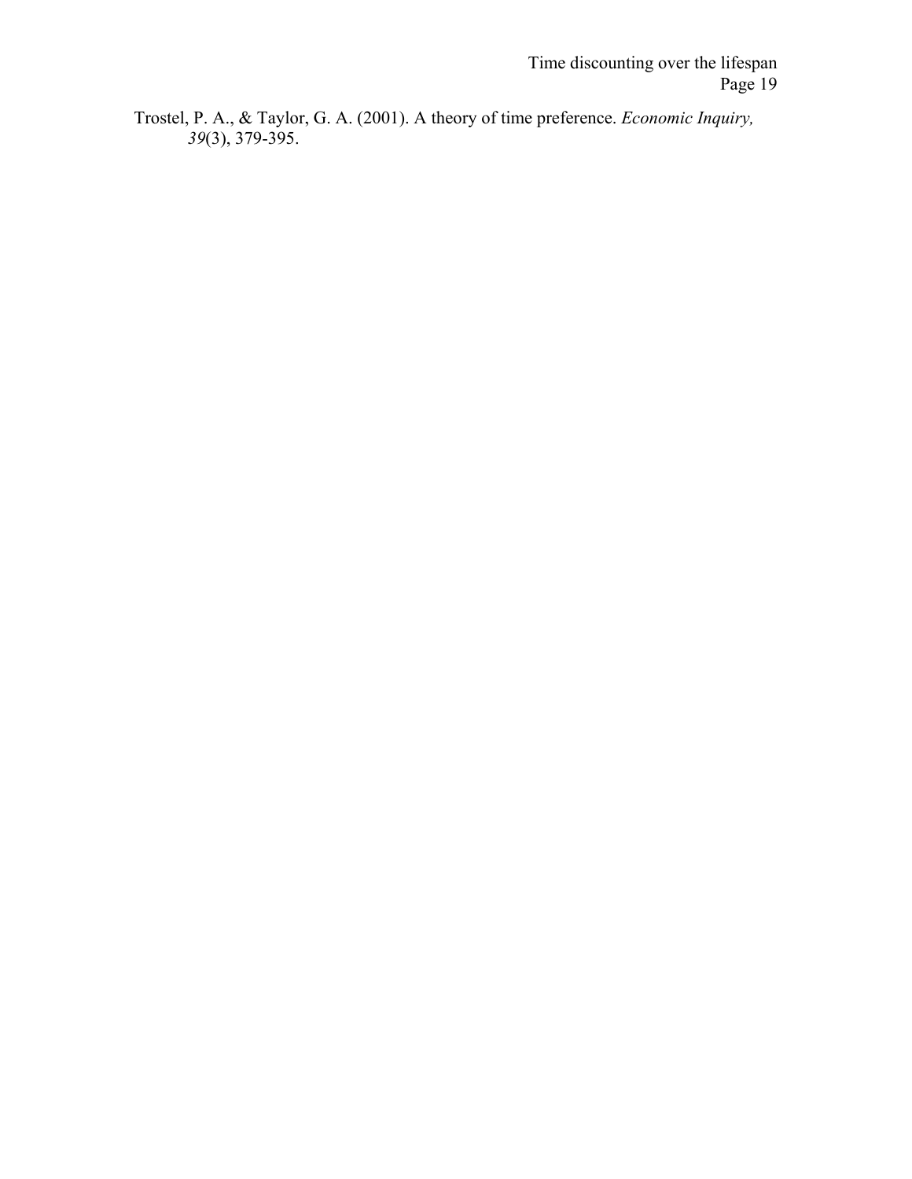Trostel, P. A., & Taylor, G. A. (2001). A theory of time preference. *Economic Inquiry, 39*(3), 379-395.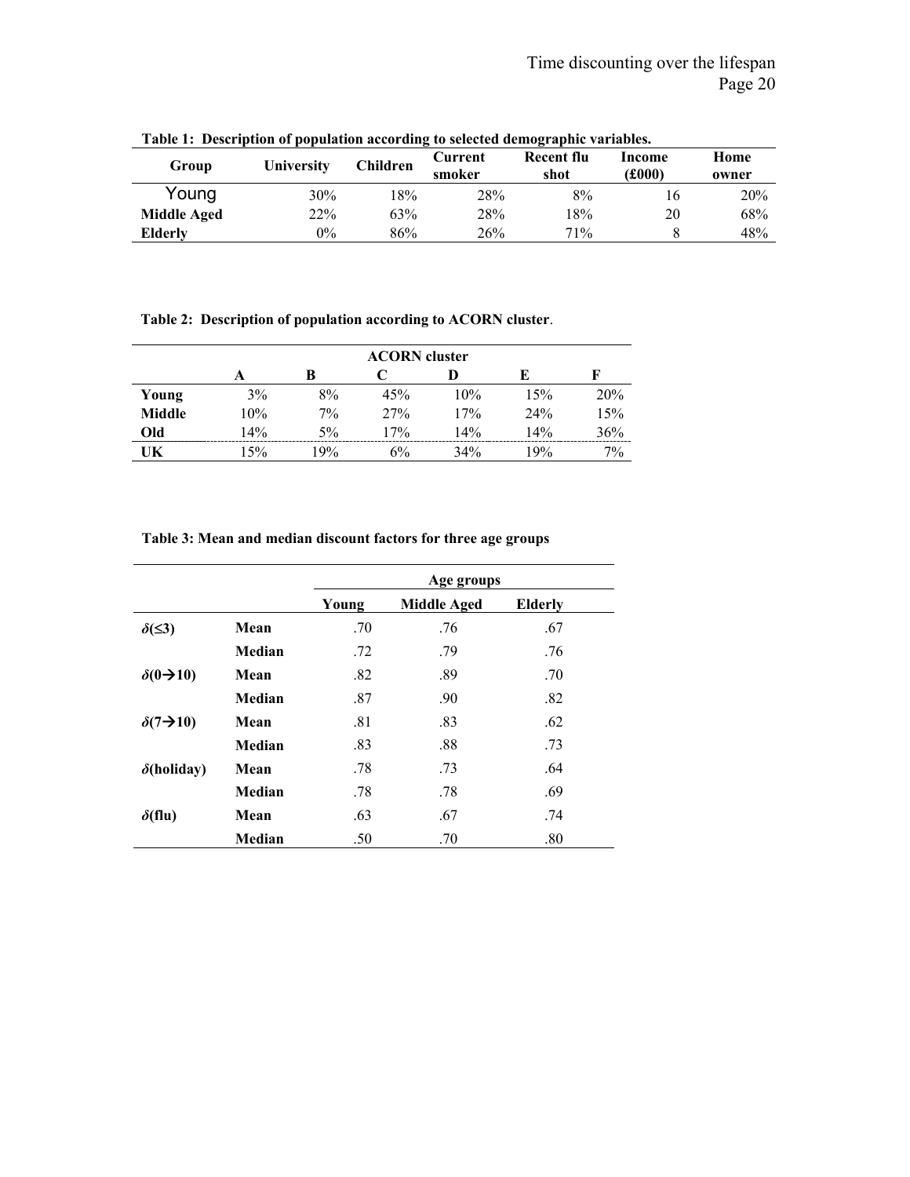**Table 1: Description of population according to selected demographic variables.**

| Group | University | Children | Current smoker | Recent flu shot | Income (£000) | Home owner |
|---|---|---|---|---|---|---|
| Young | 30% | 18% | 28% | 8% | 16 | 20% |
| **Middle Aged** | 22% | 63% | 28% | 18% | 20 | 68% |
| **Elderly** | 0% | 86% | 26% | 71% | 8 | 48% |

**Table 2: Description of population according to ACORN cluster**.

| | ACORN cluster | | | | | |
|---|---|---|---|---|---|---|
| | **A** | **B** | **C** | **D** | **E** | **F** |
| **Young** | 3% | 8% | 45% | 10% | 15% | 20% |
| **Middle** | 10% | 7% | 27% | 17% | 24% | 15% |
| **Old** | 14% | 5% | 17% | 14% | 14% | 36% |
| **UK** | 15% | 19% | 6% | 34% | 19% | 7% |

**Table 3: Mean and median discount factors for three age groups**

| | | Age groups | | |
|---|---|---|---|---|
| | | **Young** | **Middle Aged** | **Elderly** |
| $\delta(\leq 3)$ | **Mean** | .70 | .76 | .67 |
| | **Median** | .72 | .79 | .76 |
| $\delta(0 \rightarrow 10)$ | **Mean** | .82 | .89 | .70 |
| | **Median** | .87 | .90 | .82 |
| $\delta(7 \rightarrow 10)$ | **Mean** | .81 | .83 | .62 |
| | **Median** | .83 | .88 | .73 |
| $\delta$(holiday) | **Mean** | .78 | .73 | .64 |
| | **Median** | .78 | .78 | .69 |
| $\delta$(flu) | **Mean** | .63 | .67 | .74 |
| | **Median** | .50 | .70 | .80 |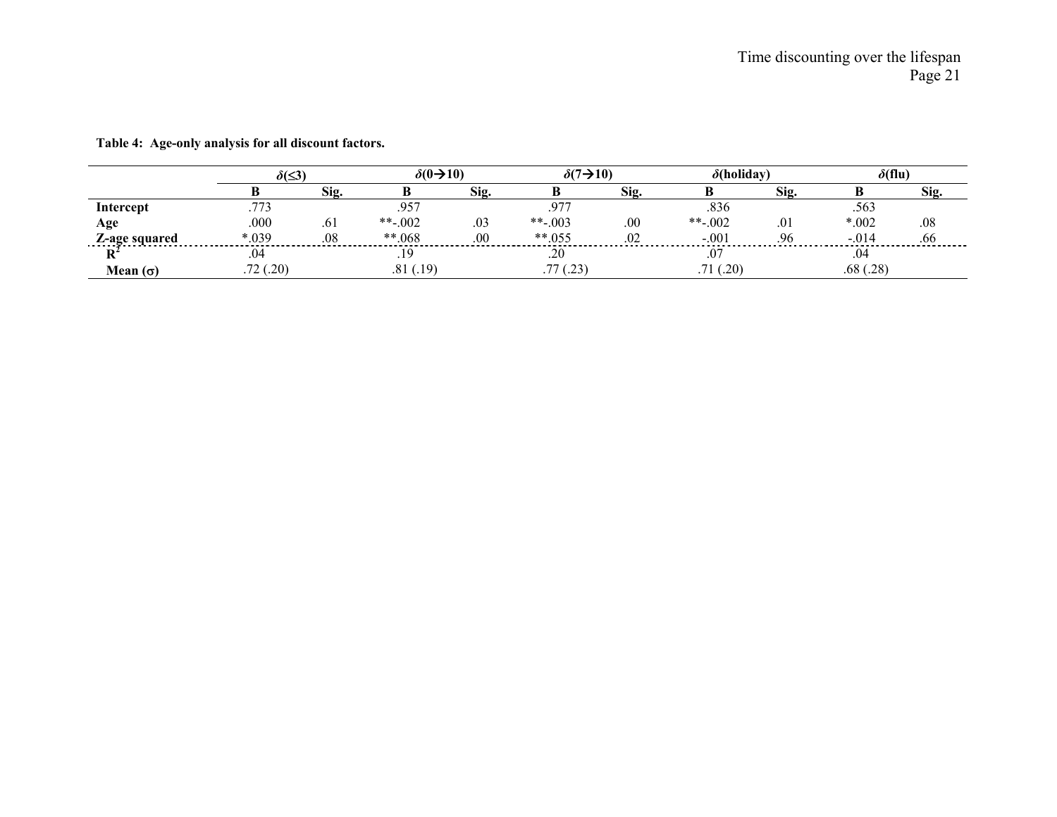**Table 4: Age-only analysis for all discount factors.**

| | $\delta(\leq 3)$ | | $\delta(0 \rightarrow 10)$ | | $\delta(7 \rightarrow 10)$ | | $\delta$(holiday) | | $\delta$(flu) | |
|---|---|---|---|---|---|---|---|---|---|---|
| | **B** | **Sig.** | **B** | **Sig.** | **B** | **Sig.** | **B** | **Sig.** | **B** | **Sig.** |
| **Intercept** | .773 | | .957 | | .977 | | .836 | | .563 | |
| **Age** | .000 | .61 | **-.002 | .03 | **-.003 | .00 | **-.002 | .01 | *.002 | .08 |
| **Z-age squared** | *.039 | .08 | **.068 | .00 | **.055 | .02 | -.001 | .96 | -.014 | .66 |
| **$R^2$** | .04 | | .19 | | .20 | | .07 | | .04 | |
| **Mean ($\sigma$)** | .72 (.20) | | .81 (.19) | | .77 (.23) | | .71 (.20) | | .68 (.28) | |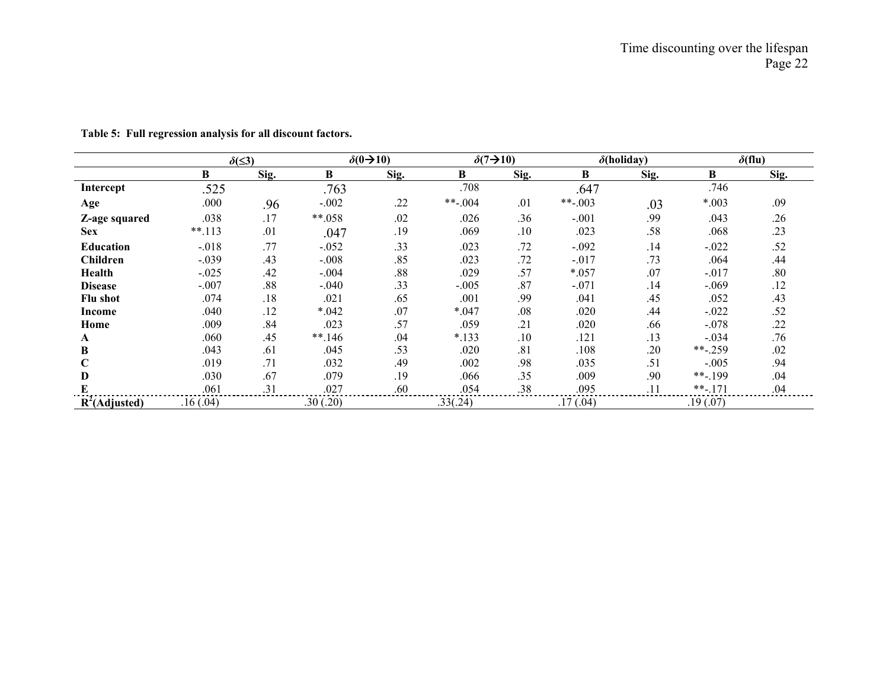**Table 5: Full regression analysis for all discount factors.**

| | $\delta(\leq 3)$ | | $\delta(0\rightarrow 10)$ | | $\delta(7\rightarrow 10)$ | | $\delta$(holiday) | | $\delta$(flu) | |
|---|---|---|---|---|---|---|---|---|---|---|
| | **B** | **Sig.** | **B** | **Sig.** | **B** | **Sig.** | **B** | **Sig.** | **B** | **Sig.** |
| **Intercept** | .525 | | .763 | | .708 | | .647 | | .746 | |
| **Age** | .000 | .96 | -.002 | .22 | **-.004 | .01 | **-.003 | .03 | *.003 | .09 |
| **Z-age squared** | .038 | .17 | **.058 | .02 | .026 | .36 | -.001 | .99 | .043 | .26 |
| **Sex** | **.113 | .01 | .047 | .19 | .069 | .10 | .023 | .58 | .068 | .23 |
| **Education** | -.018 | .77 | -.052 | .33 | .023 | .72 | -.092 | .14 | -.022 | .52 |
| **Children** | -.039 | .43 | -.008 | .85 | .023 | .72 | -.017 | .73 | .064 | .44 |
| **Health** | -.025 | .42 | -.004 | .88 | .029 | .57 | *.057 | .07 | -.017 | .80 |
| **Disease** | -.007 | .88 | -.040 | .33 | -.005 | .87 | -.071 | .14 | -.069 | .12 |
| **Flu shot** | .074 | .18 | .021 | .65 | .001 | .99 | .041 | .45 | .052 | .43 |
| **Income** | .040 | .12 | *.042 | .07 | *.047 | .08 | .020 | .44 | -.022 | .52 |
| **Home** | .009 | .84 | .023 | .57 | .059 | .21 | .020 | .66 | -.078 | .22 |
| **A** | .060 | .45 | **.146 | .04 | *.133 | .10 | .121 | .13 | -.034 | .76 |
| **B** | .043 | .61 | .045 | .53 | .020 | .81 | .108 | .20 | **-.259 | .02 |
| **C** | .019 | .71 | .032 | .49 | .002 | .98 | .035 | .51 | -.005 | .94 |
| **D** | .030 | .67 | .079 | .19 | .066 | .35 | .009 | .90 | **-.199 | .04 |
| **E** | .061 | .31 | .027 | .60 | .054 | .38 | .095 | .11 | **-.171 | .04 |
| **$R^2$(Adjusted)** | .16 (.04) | | .30 (.20) | | .33(.24) | | .17 (.04) | | .19 (.07) | |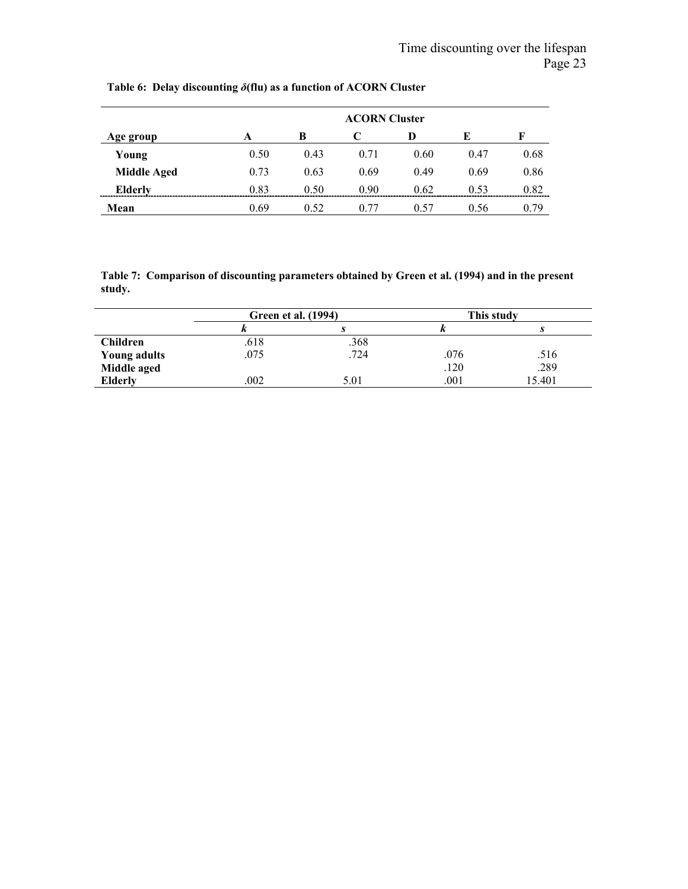**Table 6: Delay discounting $\delta$(flu) as a function of ACORN Cluster**

| | ACORN Cluster | | | | | |
|---|---|---|---|---|---|---|
| **Age group** | **A** | **B** | **C** | **D** | **E** | **F** |
| **Young** | 0.50 | 0.43 | 0.71 | 0.60 | 0.47 | 0.68 |
| **Middle Aged** | 0.73 | 0.63 | 0.69 | 0.49 | 0.69 | 0.86 |
| **Elderly** | 0.83 | 0.50 | 0.90 | 0.62 | 0.53 | 0.82 |
| **Mean** | 0.69 | 0.52 | 0.77 | 0.57 | 0.56 | 0.79 |

**Table 7: Comparison of discounting parameters obtained by Green et al. (1994) and in the present study.**

| | Green et al. (1994) | | This study | |
|---|---|---|---|---|
| | $k$ | $s$ | $k$ | $s$ |
| **Children** | .618 | .368 | | |
| **Young adults** | .075 | .724 | .076 | .516 |
| **Middle aged** | | | .120 | .289 |
| **Elderly** | .002 | 5.01 | .001 | 15.401 |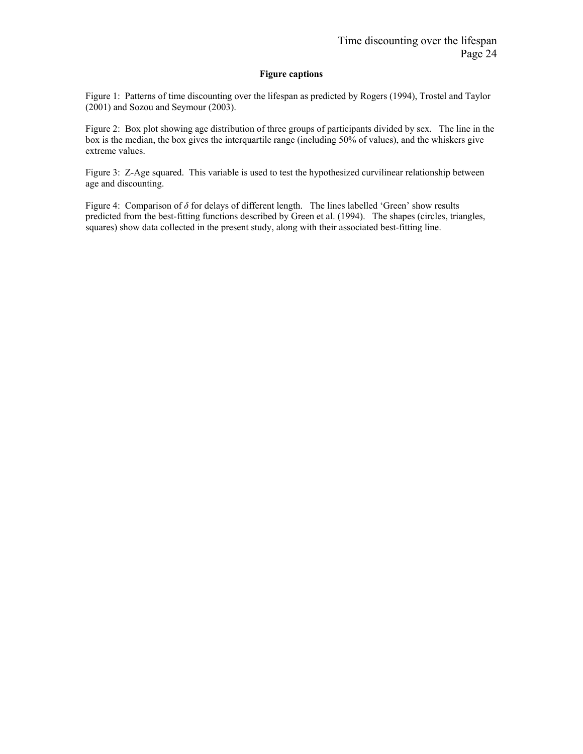**Figure captions**

Figure 1: Patterns of time discounting over the lifespan as predicted by Rogers (1994), Trostel and Taylor (2001) and Sozou and Seymour (2003).

Figure 2: Box plot showing age distribution of three groups of participants divided by sex. The line in the box is the median, the box gives the interquartile range (including 50% of values), and the whiskers give extreme values.

Figure 3: Z-Age squared. This variable is used to test the hypothesized curvilinear relationship between age and discounting.

Figure 4: Comparison of $\delta$ for delays of different length. The lines labelled 'Green' show results predicted from the best-fitting functions described by Green et al. (1994). The shapes (circles, triangles, squares) show data collected in the present study, along with their associated best-fitting line.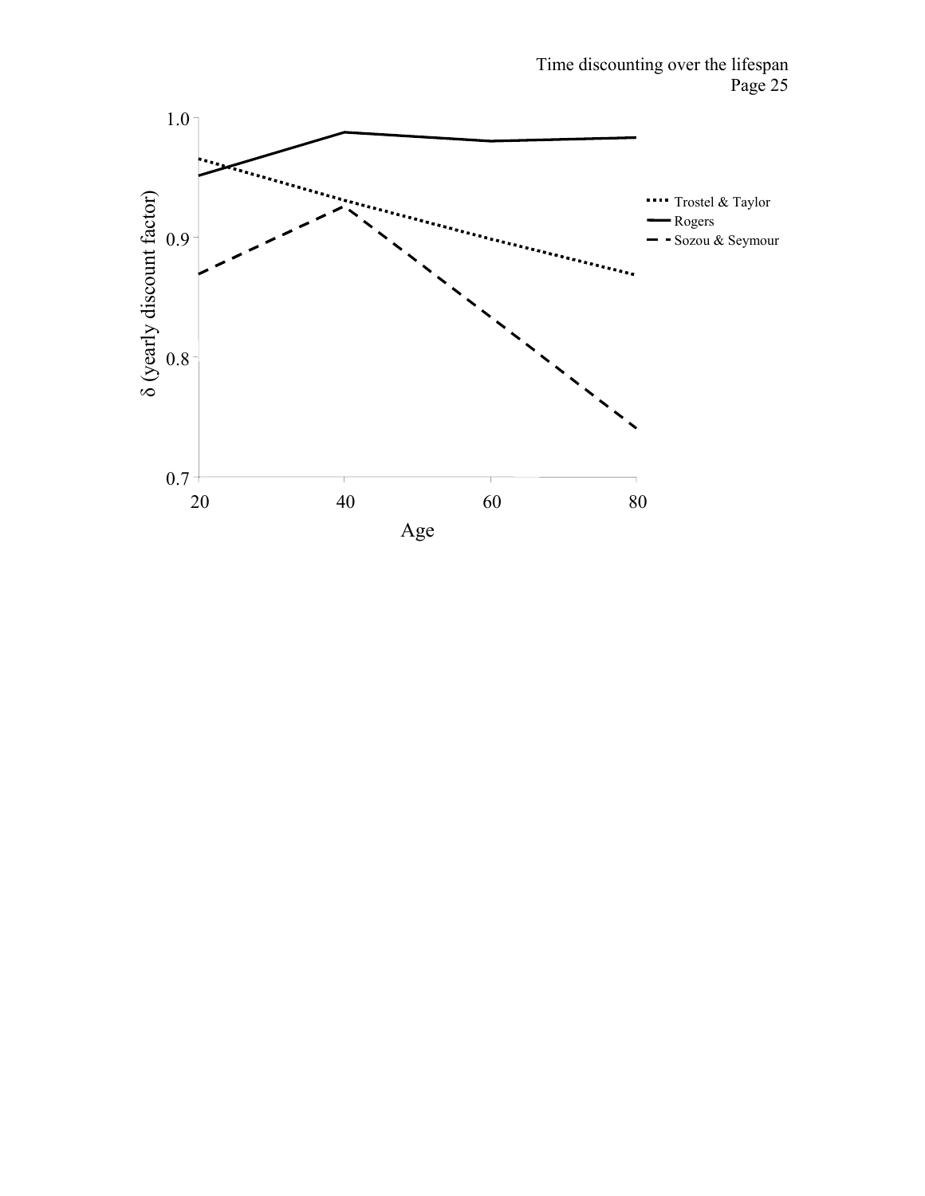δ (yearly discount factor)

1.0

0.9

0.8

0.7

20 40 60 80

Age

Trostel & Taylor

Rogers

Sozou & Seymour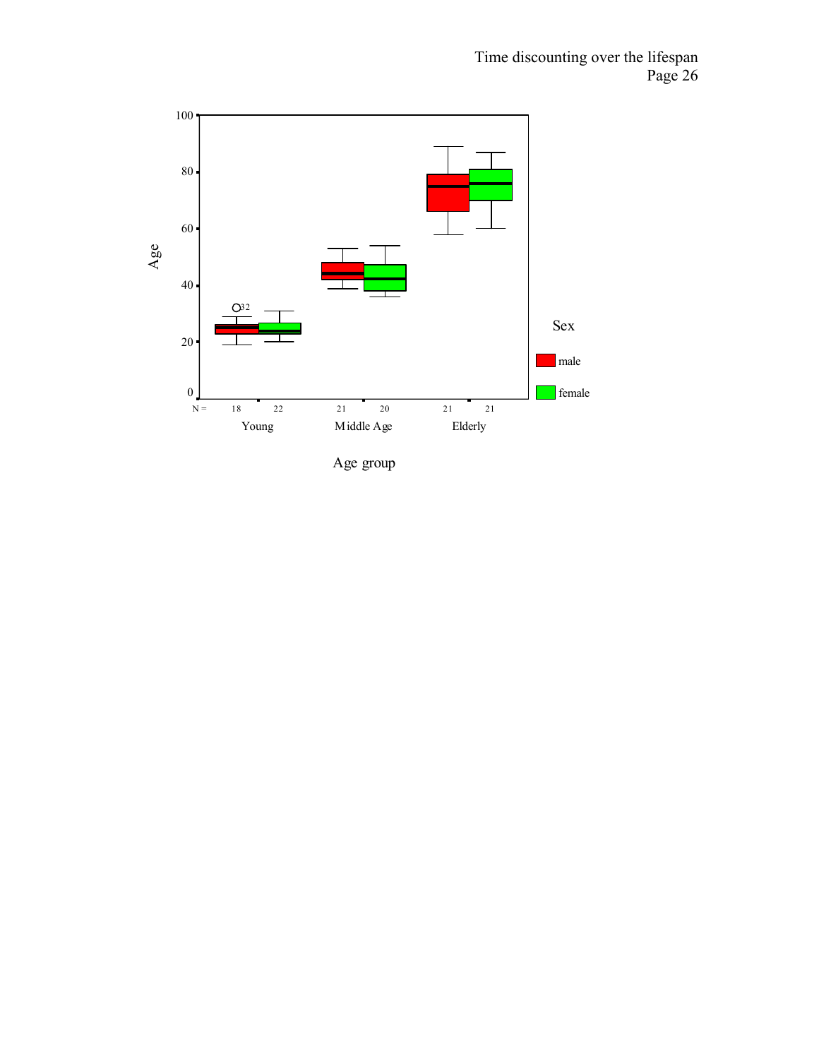Age

100

80

60

40

20

0

N = 18 22 21 20 21 21

Young Middle Age Elderly

Age group

Sex

male

female

32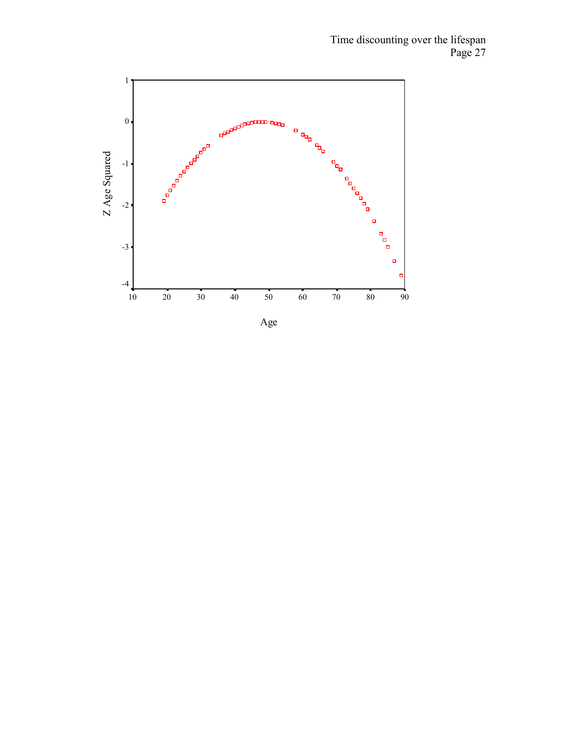Z Age Squared

Age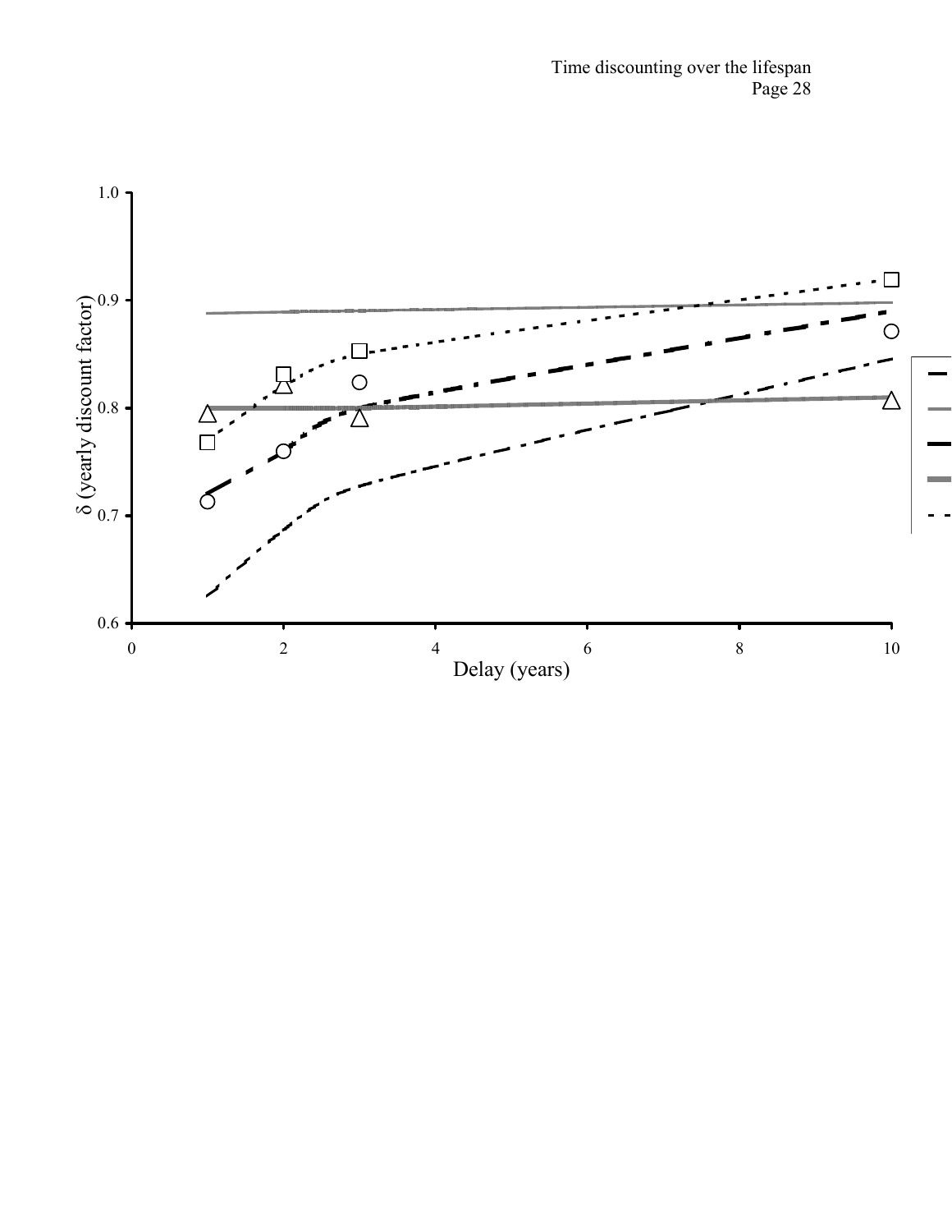1.0

0.9

0.8

0.7

0.6

δ (yearly discount factor)

0

2

4

6

8

10

Delay (years)